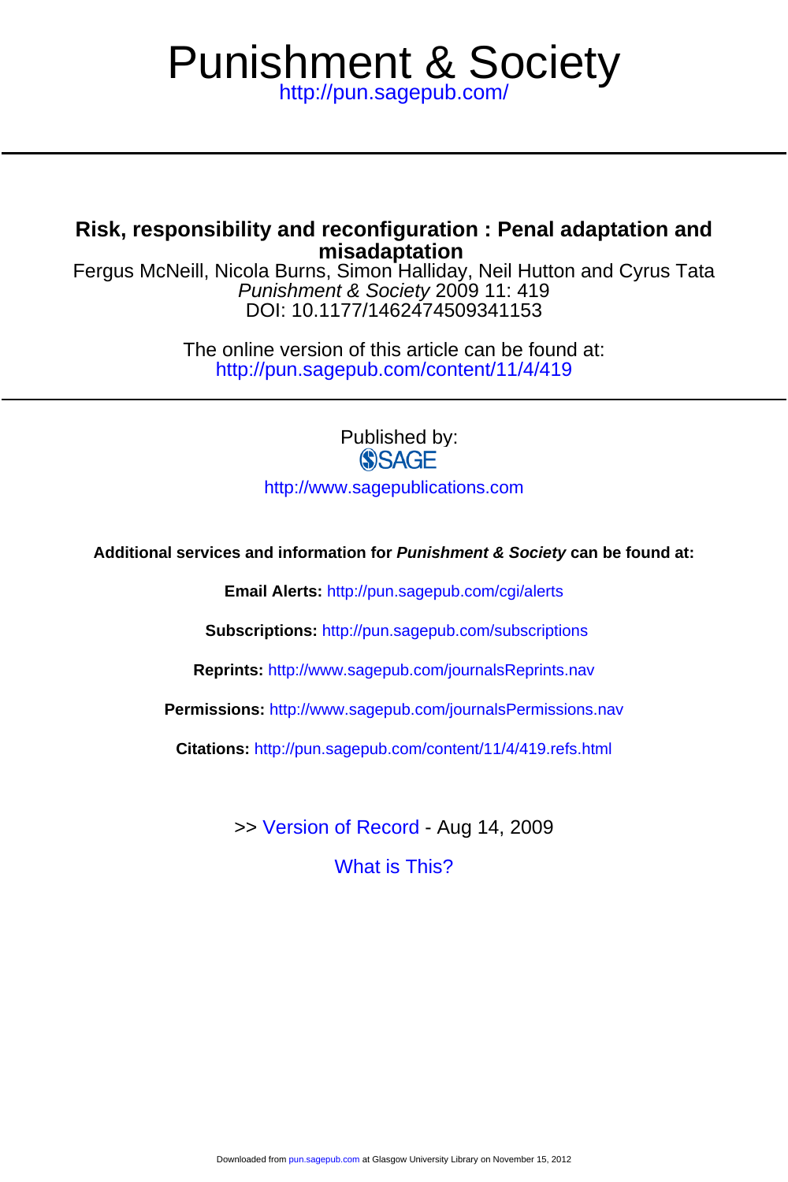# Punishment & Society

http://pun.sagepub.com/

---

## Risk, responsibility and reconfiguration : Penal adaptation and misadaptation

Fergus McNeill, Nicola Burns, Simon Halliday, Neil Hutton and Cyrus Tata

*Punishment & Society* 2009 11: 419

DOI: 10.1177/1462474509341153

The online version of this article can be found at:

http://pun.sagepub.com/content/11/4/419

---

Published by:

SAGE

http://www.sagepublications.com

**Additional services and information for *Punishment & Society* can be found at:**

**Email Alerts:** http://pun.sagepub.com/cgi/alerts

**Subscriptions:** http://pun.sagepub.com/subscriptions

**Reprints:** http://www.sagepub.com/journalsReprints.nav

**Permissions:** http://www.sagepub.com/journalsPermissions.nav

**Citations:** http://pun.sagepub.com/content/11/4/419.refs.html

>> Version of Record - Aug 14, 2009

What is This?

Downloaded from pun.sagepub.com at Glasgow University Library on November 15, 2012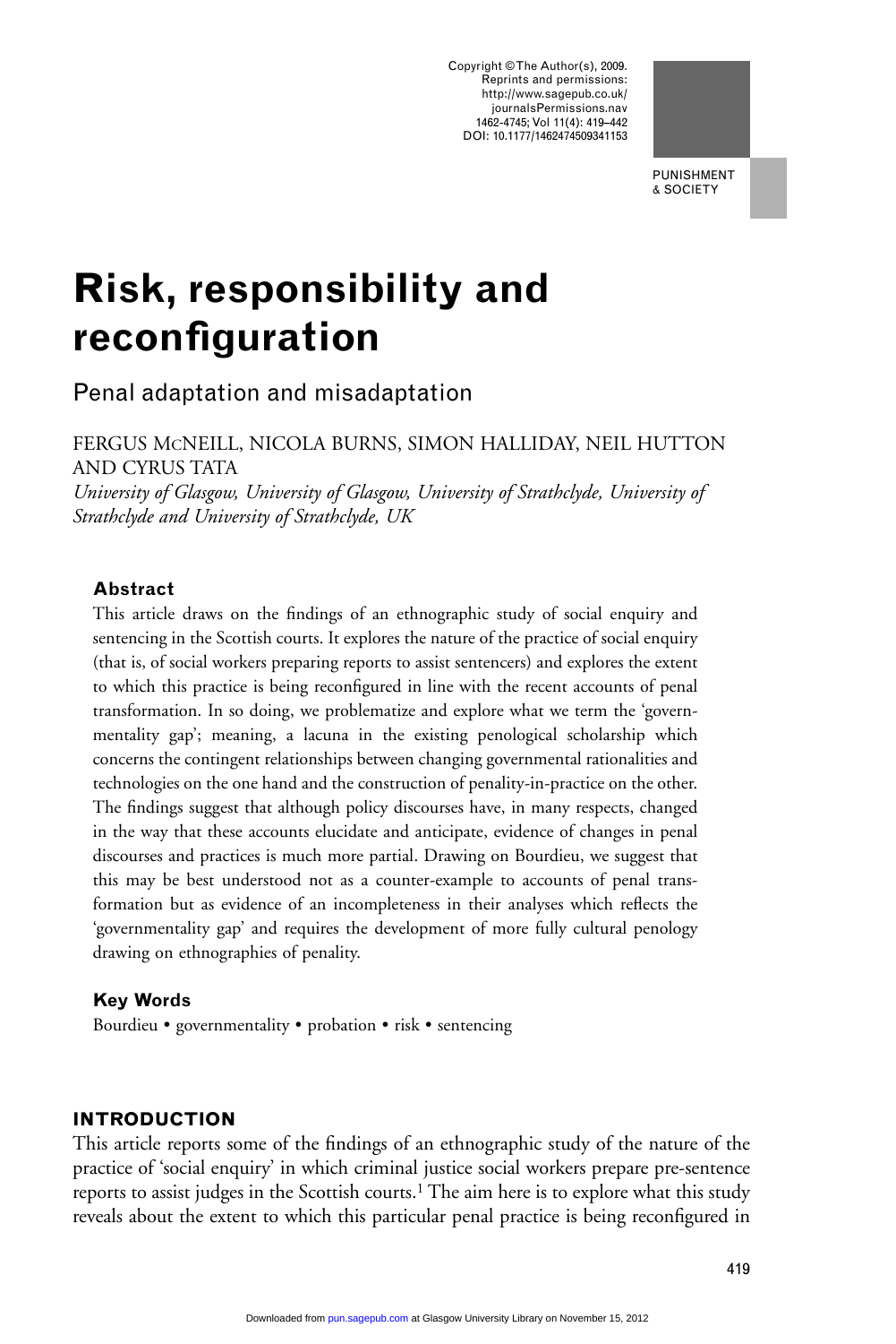# Risk, responsibility and reconfiguration

## Penal adaptation and misadaptation

FERGUS MCNEILL, NICOLA BURNS, SIMON HALLIDAY, NEIL HUTTON AND CYRUS TATA

*University of Glasgow, University of Glasgow, University of Strathclyde, University of Strathclyde and University of Strathclyde, UK*

### Abstract

This article draws on the findings of an ethnographic study of social enquiry and sentencing in the Scottish courts. It explores the nature of the practice of social enquiry (that is, of social workers preparing reports to assist sentencers) and explores the extent to which this practice is being reconfigured in line with the recent accounts of penal transformation. In so doing, we problematize and explore what we term the 'governmentality gap'; meaning, a lacuna in the existing penological scholarship which concerns the contingent relationships between changing governmental rationalities and technologies on the one hand and the construction of penality-in-practice on the other. The findings suggest that although policy discourses have, in many respects, changed in the way that these accounts elucidate and anticipate, evidence of changes in penal discourses and practices is much more partial. Drawing on Bourdieu, we suggest that this may be best understood not as a counter-example to accounts of penal transformation but as evidence of an incompleteness in their analyses which reflects the 'governmentality gap' and requires the development of more fully cultural penology drawing on ethnographies of penality.

### Key Words

Bourdieu • governmentality • probation • risk • sentencing

## INTRODUCTION

This article reports some of the findings of an ethnographic study of the nature of the practice of 'social enquiry' in which criminal justice social workers prepare pre-sentence reports to assist judges in the Scottish courts.[1] The aim here is to explore what this study reveals about the extent to which this particular penal practice is being reconfigured in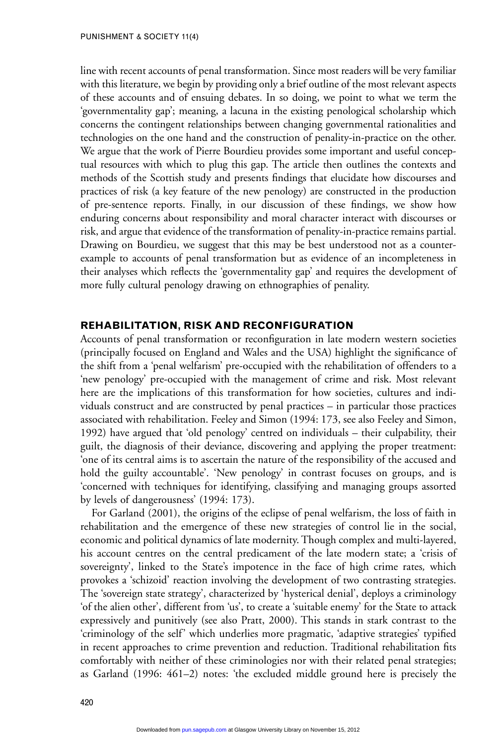line with recent accounts of penal transformation. Since most readers will be very familiar with this literature, we begin by providing only a brief outline of the most relevant aspects of these accounts and of ensuing debates. In so doing, we point to what we term the 'governmentality gap'; meaning, a lacuna in the existing penological scholarship which concerns the contingent relationships between changing governmental rationalities and technologies on the one hand and the construction of penality-in-practice on the other. We argue that the work of Pierre Bourdieu provides some important and useful conceptual resources with which to plug this gap. The article then outlines the contexts and methods of the Scottish study and presents findings that elucidate how discourses and practices of risk (a key feature of the new penology) are constructed in the production of pre-sentence reports. Finally, in our discussion of these findings, we show how enduring concerns about responsibility and moral character interact with discourses or risk, and argue that evidence of the transformation of penality-in-practice remains partial. Drawing on Bourdieu, we suggest that this may be best understood not as a counter-example to accounts of penal transformation but as evidence of an incompleteness in their analyses which reflects the 'governmentality gap' and requires the development of more fully cultural penology drawing on ethnographies of penality.

## REHABILITATION, RISK AND RECONFIGURATION

Accounts of penal transformation or reconfiguration in late modern western societies (principally focused on England and Wales and the USA) highlight the significance of the shift from a 'penal welfarism' pre-occupied with the rehabilitation of offenders to a 'new penology' pre-occupied with the management of crime and risk. Most relevant here are the implications of this transformation for how societies, cultures and individuals construct and are constructed by penal practices – in particular those practices associated with rehabilitation. Feeley and Simon (1994: 173, see also Feeley and Simon, 1992) have argued that 'old penology' centred on individuals – their culpability, their guilt, the diagnosis of their deviance, discovering and applying the proper treatment: 'one of its central aims is to ascertain the nature of the responsibility of the accused and hold the guilty accountable'. 'New penology' in contrast focuses on groups, and is 'concerned with techniques for identifying, classifying and managing groups assorted by levels of dangerousness' (1994: 173).

For Garland (2001), the origins of the eclipse of penal welfarism, the loss of faith in rehabilitation and the emergence of these new strategies of control lie in the social, economic and political dynamics of late modernity. Though complex and multi-layered, his account centres on the central predicament of the late modern state; a 'crisis of sovereignty', linked to the State's impotence in the face of high crime rates, which provokes a 'schizoid' reaction involving the development of two contrasting strategies. The 'sovereign state strategy', characterized by 'hysterical denial', deploys a criminology 'of the alien other', different from 'us', to create a 'suitable enemy' for the State to attack expressively and punitively (see also Pratt, 2000). This stands in stark contrast to the 'criminology of the self' which underlies more pragmatic, 'adaptive strategies' typified in recent approaches to crime prevention and reduction. Traditional rehabilitation fits comfortably with neither of these criminologies nor with their related penal strategies; as Garland (1996: 461–2) notes: 'the excluded middle ground here is precisely the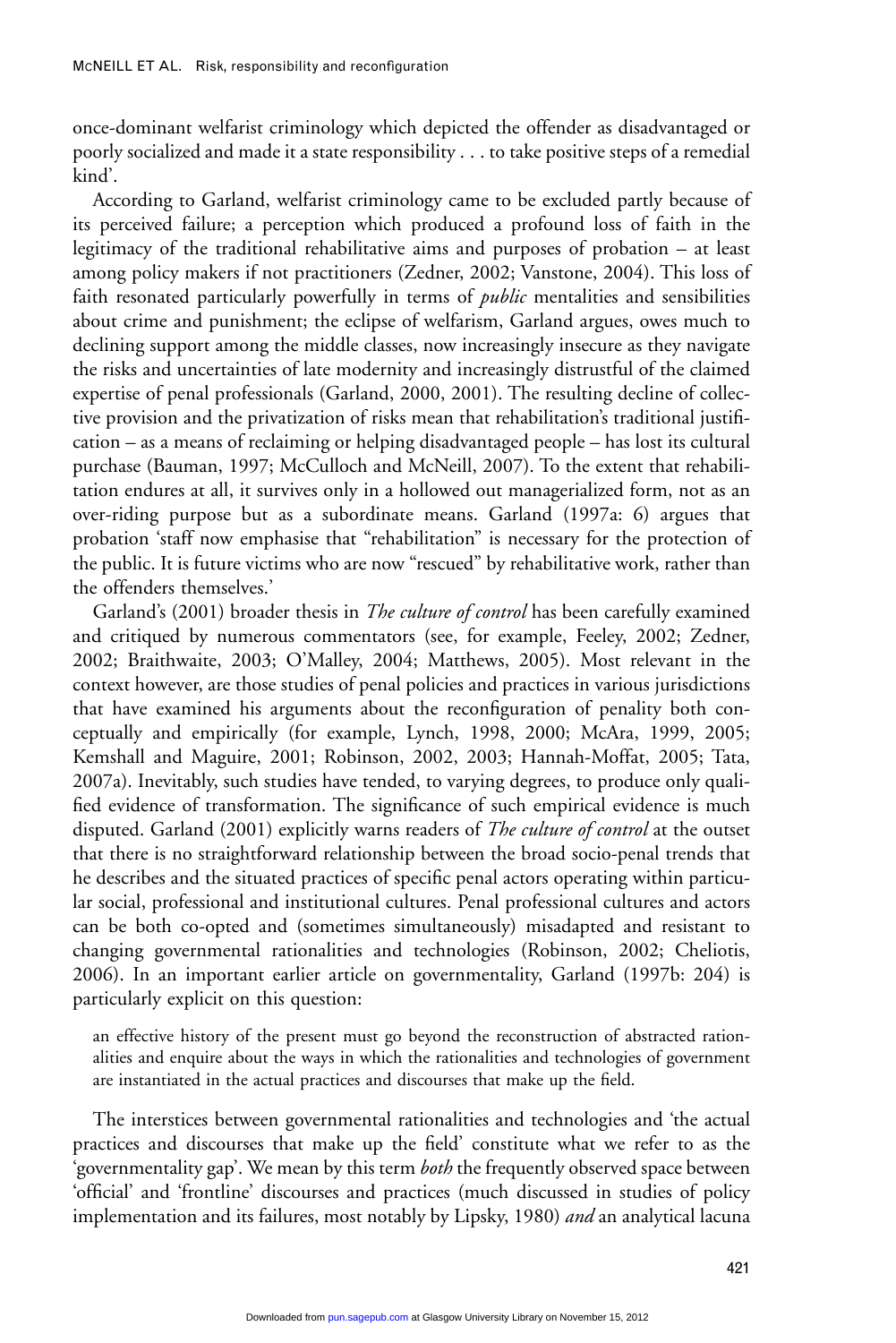once-dominant welfarist criminology which depicted the offender as disadvantaged or poorly socialized and made it a state responsibility . . . to take positive steps of a remedial kind'.

According to Garland, welfarist criminology came to be excluded partly because of its perceived failure; a perception which produced a profound loss of faith in the legitimacy of the traditional rehabilitative aims and purposes of probation – at least among policy makers if not practitioners (Zedner, 2002; Vanstone, 2004). This loss of faith resonated particularly powerfully in terms of *public* mentalities and sensibilities about crime and punishment; the eclipse of welfarism, Garland argues, owes much to declining support among the middle classes, now increasingly insecure as they navigate the risks and uncertainties of late modernity and increasingly distrustful of the claimed expertise of penal professionals (Garland, 2000, 2001). The resulting decline of collective provision and the privatization of risks mean that rehabilitation's traditional justification – as a means of reclaiming or helping disadvantaged people – has lost its cultural purchase (Bauman, 1997; McCulloch and McNeill, 2007). To the extent that rehabilitation endures at all, it survives only in a hollowed out managerialized form, not as an over-riding purpose but as a subordinate means. Garland (1997a: 6) argues that probation 'staff now emphasise that "rehabilitation" is necessary for the protection of the public. It is future victims who are now "rescued" by rehabilitative work, rather than the offenders themselves.'

Garland's (2001) broader thesis in *The culture of control* has been carefully examined and critiqued by numerous commentators (see, for example, Feeley, 2002; Zedner, 2002; Braithwaite, 2003; O'Malley, 2004; Matthews, 2005). Most relevant in the context however, are those studies of penal policies and practices in various jurisdictions that have examined his arguments about the reconfiguration of penality both conceptually and empirically (for example, Lynch, 1998, 2000; McAra, 1999, 2005; Kemshall and Maguire, 2001; Robinson, 2002, 2003; Hannah-Moffat, 2005; Tata, 2007a). Inevitably, such studies have tended, to varying degrees, to produce only qualified evidence of transformation. The significance of such empirical evidence is much disputed. Garland (2001) explicitly warns readers of *The culture of control* at the outset that there is no straightforward relationship between the broad socio-penal trends that he describes and the situated practices of specific penal actors operating within particular social, professional and institutional cultures. Penal professional cultures and actors can be both co-opted and (sometimes simultaneously) misadapted and resistant to changing governmental rationalities and technologies (Robinson, 2002; Cheliotis, 2006). In an important earlier article on governmentality, Garland (1997b: 204) is particularly explicit on this question:

> an effective history of the present must go beyond the reconstruction of abstracted rationalities and enquire about the ways in which the rationalities and technologies of government are instantiated in the actual practices and discourses that make up the field.

The interstices between governmental rationalities and technologies and 'the actual practices and discourses that make up the field' constitute what we refer to as the 'governmentality gap'. We mean by this term *both* the frequently observed space between 'official' and 'frontline' discourses and practices (much discussed in studies of policy implementation and its failures, most notably by Lipsky, 1980) *and* an analytical lacuna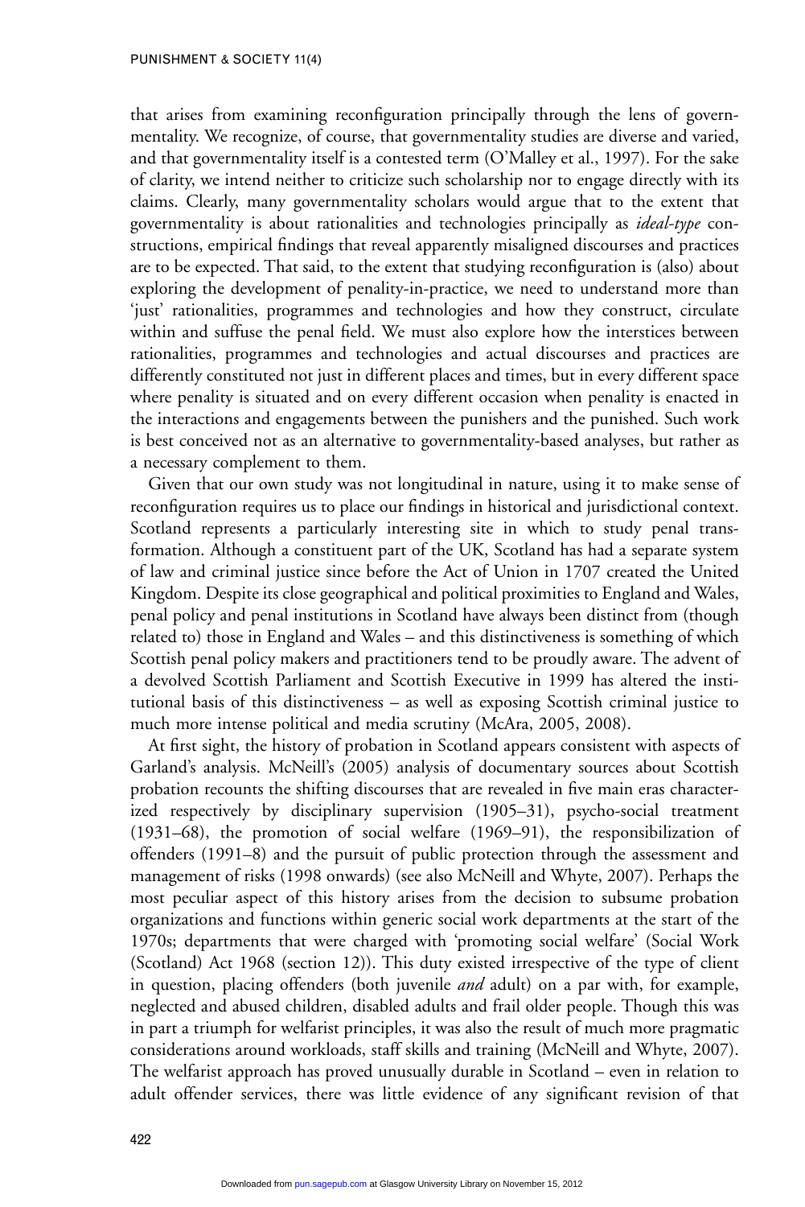that arises from examining reconfiguration principally through the lens of governmentality. We recognize, of course, that governmentality studies are diverse and varied, and that governmentality itself is a contested term (O'Malley et al., 1997). For the sake of clarity, we intend neither to criticize such scholarship nor to engage directly with its claims. Clearly, many governmentality scholars would argue that to the extent that governmentality is about rationalities and technologies principally as *ideal-type* constructions, empirical findings that reveal apparently misaligned discourses and practices are to be expected. That said, to the extent that studying reconfiguration is (also) about exploring the development of penality-in-practice, we need to understand more than 'just' rationalities, programmes and technologies and how they construct, circulate within and suffuse the penal field. We must also explore how the interstices between rationalities, programmes and technologies and actual discourses and practices are differently constituted not just in different places and times, but in every different space where penality is situated and on every different occasion when penality is enacted in the interactions and engagements between the punishers and the punished. Such work is best conceived not as an alternative to governmentality-based analyses, but rather as a necessary complement to them.

Given that our own study was not longitudinal in nature, using it to make sense of reconfiguration requires us to place our findings in historical and jurisdictional context. Scotland represents a particularly interesting site in which to study penal transformation. Although a constituent part of the UK, Scotland has had a separate system of law and criminal justice since before the Act of Union in 1707 created the United Kingdom. Despite its close geographical and political proximities to England and Wales, penal policy and penal institutions in Scotland have always been distinct from (though related to) those in England and Wales – and this distinctiveness is something of which Scottish penal policy makers and practitioners tend to be proudly aware. The advent of a devolved Scottish Parliament and Scottish Executive in 1999 has altered the institutional basis of this distinctiveness – as well as exposing Scottish criminal justice to much more intense political and media scrutiny (McAra, 2005, 2008).

At first sight, the history of probation in Scotland appears consistent with aspects of Garland's analysis. McNeill's (2005) analysis of documentary sources about Scottish probation recounts the shifting discourses that are revealed in five main eras characterized respectively by disciplinary supervision (1905–31), psycho-social treatment (1931–68), the promotion of social welfare (1969–91), the responsibilization of offenders (1991–8) and the pursuit of public protection through the assessment and management of risks (1998 onwards) (see also McNeill and Whyte, 2007). Perhaps the most peculiar aspect of this history arises from the decision to subsume probation organizations and functions within generic social work departments at the start of the 1970s; departments that were charged with 'promoting social welfare' (Social Work (Scotland) Act 1968 (section 12)). This duty existed irrespective of the type of client in question, placing offenders (both juvenile *and* adult) on a par with, for example, neglected and abused children, disabled adults and frail older people. Though this was in part a triumph for welfarist principles, it was also the result of much more pragmatic considerations around workloads, staff skills and training (McNeill and Whyte, 2007). The welfarist approach has proved unusually durable in Scotland – even in relation to adult offender services, there was little evidence of any significant revision of that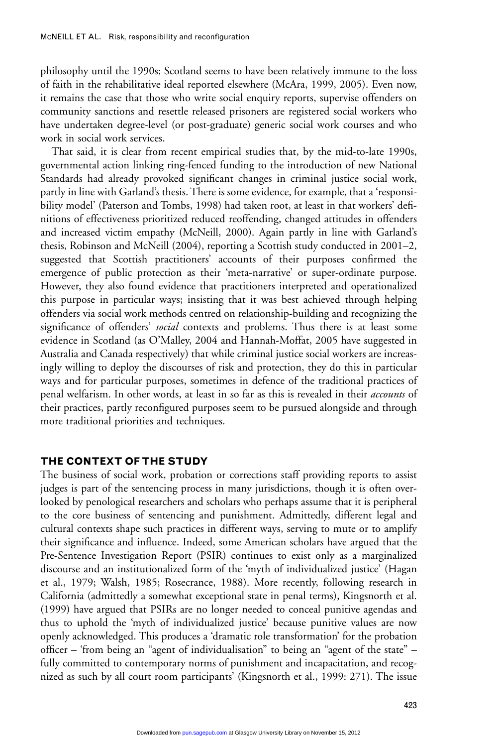philosophy until the 1990s; Scotland seems to have been relatively immune to the loss of faith in the rehabilitative ideal reported elsewhere (McAra, 1999, 2005). Even now, it remains the case that those who write social enquiry reports, supervise offenders on community sanctions and resettle released prisoners are registered social workers who have undertaken degree-level (or post-graduate) generic social work courses and who work in social work services.

That said, it is clear from recent empirical studies that, by the mid-to-late 1990s, governmental action linking ring-fenced funding to the introduction of new National Standards had already provoked significant changes in criminal justice social work, partly in line with Garland's thesis. There is some evidence, for example, that a 'responsibility model' (Paterson and Tombs, 1998) had taken root, at least in that workers' definitions of effectiveness prioritized reduced reoffending, changed attitudes in offenders and increased victim empathy (McNeill, 2000). Again partly in line with Garland's thesis, Robinson and McNeill (2004), reporting a Scottish study conducted in 2001–2, suggested that Scottish practitioners' accounts of their purposes confirmed the emergence of public protection as their 'meta-narrative' or super-ordinate purpose. However, they also found evidence that practitioners interpreted and operationalized this purpose in particular ways; insisting that it was best achieved through helping offenders via social work methods centred on relationship-building and recognizing the significance of offenders' *social* contexts and problems. Thus there is at least some evidence in Scotland (as O'Malley, 2004 and Hannah-Moffat, 2005 have suggested in Australia and Canada respectively) that while criminal justice social workers are increasingly willing to deploy the discourses of risk and protection, they do this in particular ways and for particular purposes, sometimes in defence of the traditional practices of penal welfarism. In other words, at least in so far as this is revealed in their *accounts* of their practices, partly reconfigured purposes seem to be pursued alongside and through more traditional priorities and techniques.

## THE CONTEXT OF THE STUDY

The business of social work, probation or corrections staff providing reports to assist judges is part of the sentencing process in many jurisdictions, though it is often overlooked by penological researchers and scholars who perhaps assume that it is peripheral to the core business of sentencing and punishment. Admittedly, different legal and cultural contexts shape such practices in different ways, serving to mute or to amplify their significance and influence. Indeed, some American scholars have argued that the Pre-Sentence Investigation Report (PSIR) continues to exist only as a marginalized discourse and an institutionalized form of the 'myth of individualized justice' (Hagan et al., 1979; Walsh, 1985; Rosecrance, 1988). More recently, following research in California (admittedly a somewhat exceptional state in penal terms), Kingsnorth et al. (1999) have argued that PSIRs are no longer needed to conceal punitive agendas and thus to uphold the 'myth of individualized justice' because punitive values are now openly acknowledged. This produces a 'dramatic role transformation' for the probation officer – 'from being an "agent of individualisation" to being an "agent of the state" – fully committed to contemporary norms of punishment and incapacitation, and recognized as such by all court room participants' (Kingsnorth et al., 1999: 271). The issue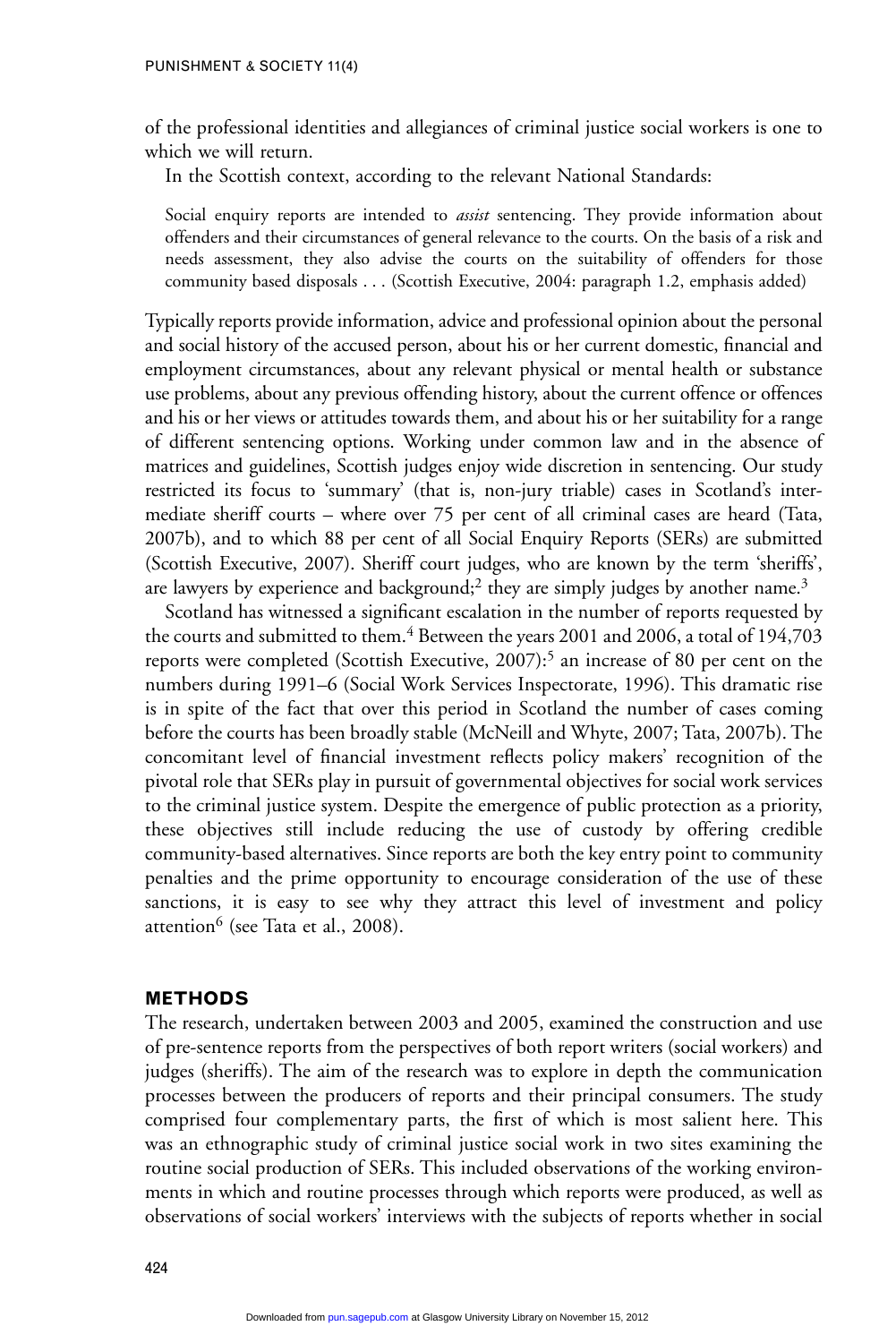of the professional identities and allegiances of criminal justice social workers is one to which we will return.

In the Scottish context, according to the relevant National Standards:

> Social enquiry reports are intended to *assist* sentencing. They provide information about offenders and their circumstances of general relevance to the courts. On the basis of a risk and needs assessment, they also advise the courts on the suitability of offenders for those community based disposals . . . (Scottish Executive, 2004: paragraph 1.2, emphasis added)

Typically reports provide information, advice and professional opinion about the personal and social history of the accused person, about his or her current domestic, financial and employment circumstances, about any relevant physical or mental health or substance use problems, about any previous offending history, about the current offence or offences and his or her views or attitudes towards them, and about his or her suitability for a range of different sentencing options. Working under common law and in the absence of matrices and guidelines, Scottish judges enjoy wide discretion in sentencing. Our study restricted its focus to 'summary' (that is, non-jury triable) cases in Scotland's intermediate sheriff courts – where over 75 per cent of all criminal cases are heard (Tata, 2007b), and to which 88 per cent of all Social Enquiry Reports (SERs) are submitted (Scottish Executive, 2007). Sheriff court judges, who are known by the term 'sheriffs', are lawyers by experience and background;[2] they are simply judges by another name.[3]

Scotland has witnessed a significant escalation in the number of reports requested by the courts and submitted to them.[4] Between the years 2001 and 2006, a total of 194,703 reports were completed (Scottish Executive, 2007):[5] an increase of 80 per cent on the numbers during 1991–6 (Social Work Services Inspectorate, 1996). This dramatic rise is in spite of the fact that over this period in Scotland the number of cases coming before the courts has been broadly stable (McNeill and Whyte, 2007; Tata, 2007b). The concomitant level of financial investment reflects policy makers' recognition of the pivotal role that SERs play in pursuit of governmental objectives for social work services to the criminal justice system. Despite the emergence of public protection as a priority, these objectives still include reducing the use of custody by offering credible community-based alternatives. Since reports are both the key entry point to community penalties and the prime opportunity to encourage consideration of the use of these sanctions, it is easy to see why they attract this level of investment and policy attention[6] (see Tata et al., 2008).

## METHODS

The research, undertaken between 2003 and 2005, examined the construction and use of pre-sentence reports from the perspectives of both report writers (social workers) and judges (sheriffs). The aim of the research was to explore in depth the communication processes between the producers of reports and their principal consumers. The study comprised four complementary parts, the first of which is most salient here. This was an ethnographic study of criminal justice social work in two sites examining the routine social production of SERs. This included observations of the working environments in which and routine processes through which reports were produced, as well as observations of social workers' interviews with the subjects of reports whether in social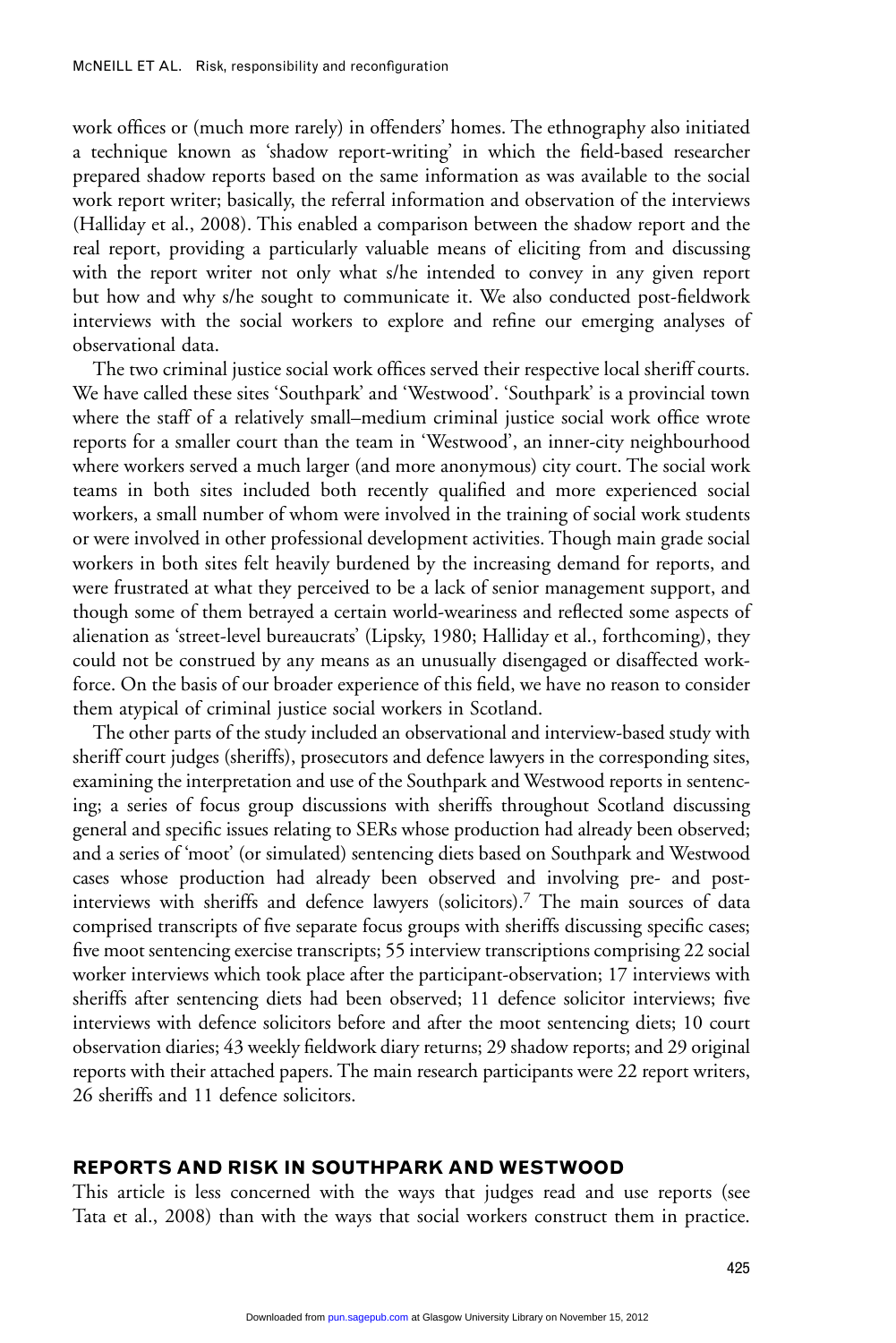work offices or (much more rarely) in offenders' homes. The ethnography also initiated a technique known as 'shadow report-writing' in which the field-based researcher prepared shadow reports based on the same information as was available to the social work report writer; basically, the referral information and observation of the interviews (Halliday et al., 2008). This enabled a comparison between the shadow report and the real report, providing a particularly valuable means of eliciting from and discussing with the report writer not only what s/he intended to convey in any given report but how and why s/he sought to communicate it. We also conducted post-fieldwork interviews with the social workers to explore and refine our emerging analyses of observational data.

The two criminal justice social work offices served their respective local sheriff courts. We have called these sites 'Southpark' and 'Westwood'. 'Southpark' is a provincial town where the staff of a relatively small–medium criminal justice social work office wrote reports for a smaller court than the team in 'Westwood', an inner-city neighbourhood where workers served a much larger (and more anonymous) city court. The social work teams in both sites included both recently qualified and more experienced social workers, a small number of whom were involved in the training of social work students or were involved in other professional development activities. Though main grade social workers in both sites felt heavily burdened by the increasing demand for reports, and were frustrated at what they perceived to be a lack of senior management support, and though some of them betrayed a certain world-weariness and reflected some aspects of alienation as 'street-level bureaucrats' (Lipsky, 1980; Halliday et al., forthcoming), they could not be construed by any means as an unusually disengaged or disaffected workforce. On the basis of our broader experience of this field, we have no reason to consider them atypical of criminal justice social workers in Scotland.

The other parts of the study included an observational and interview-based study with sheriff court judges (sheriffs), prosecutors and defence lawyers in the corresponding sites, examining the interpretation and use of the Southpark and Westwood reports in sentencing; a series of focus group discussions with sheriffs throughout Scotland discussing general and specific issues relating to SERs whose production had already been observed; and a series of 'moot' (or simulated) sentencing diets based on Southpark and Westwood cases whose production had already been observed and involving pre- and post-interviews with sheriffs and defence lawyers (solicitors).[7] The main sources of data comprised transcripts of five separate focus groups with sheriffs discussing specific cases; five moot sentencing exercise transcripts; 55 interview transcriptions comprising 22 social worker interviews which took place after the participant-observation; 17 interviews with sheriffs after sentencing diets had been observed; 11 defence solicitor interviews; five interviews with defence solicitors before and after the moot sentencing diets; 10 court observation diaries; 43 weekly fieldwork diary returns; 29 shadow reports; and 29 original reports with their attached papers. The main research participants were 22 report writers, 26 sheriffs and 11 defence solicitors.

## REPORTS AND RISK IN SOUTHPARK AND WESTWOOD

This article is less concerned with the ways that judges read and use reports (see Tata et al., 2008) than with the ways that social workers construct them in practice.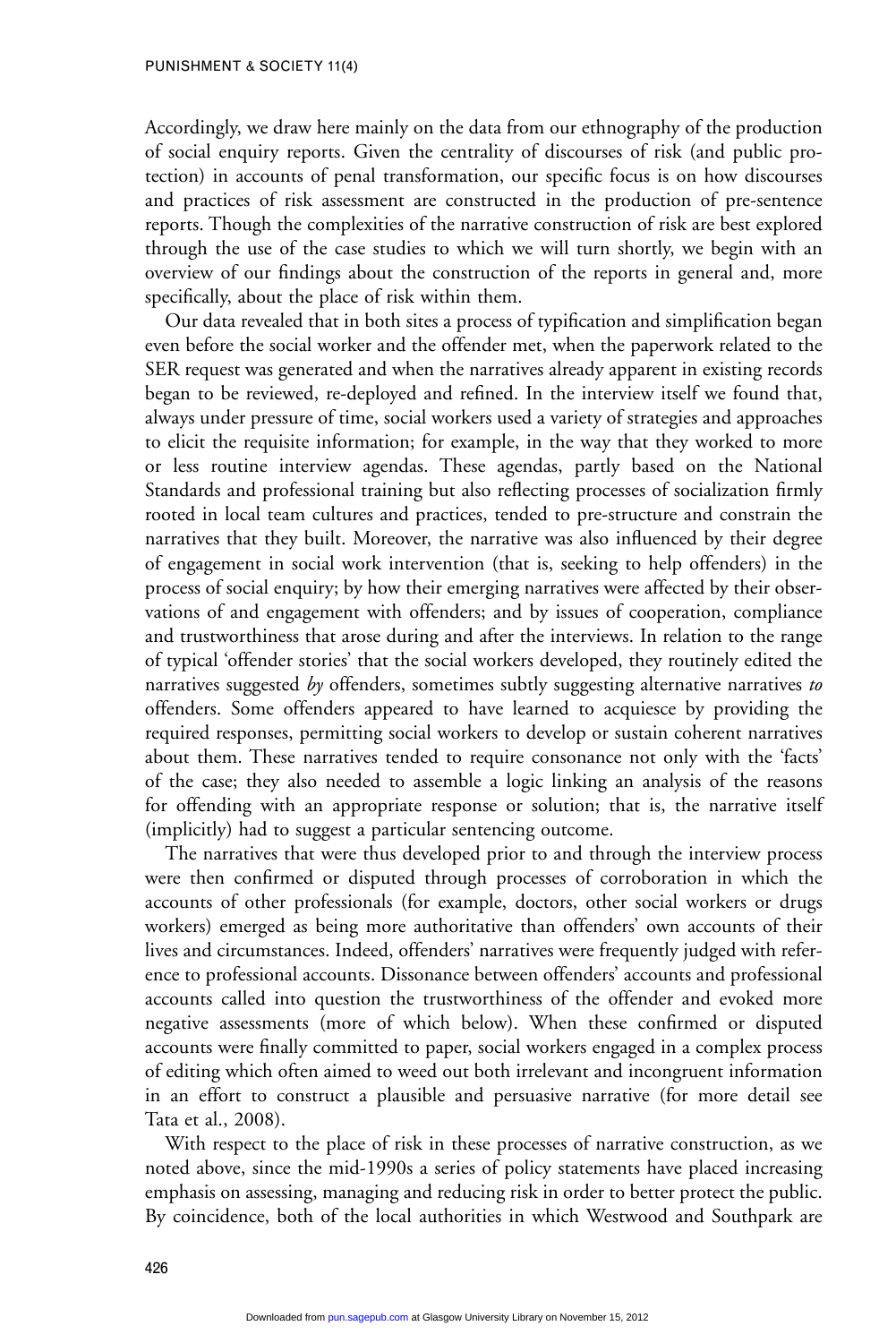Accordingly, we draw here mainly on the data from our ethnography of the production of social enquiry reports. Given the centrality of discourses of risk (and public protection) in accounts of penal transformation, our specific focus is on how discourses and practices of risk assessment are constructed in the production of pre-sentence reports. Though the complexities of the narrative construction of risk are best explored through the use of the case studies to which we will turn shortly, we begin with an overview of our findings about the construction of the reports in general and, more specifically, about the place of risk within them.

Our data revealed that in both sites a process of typification and simplification began even before the social worker and the offender met, when the paperwork related to the SER request was generated and when the narratives already apparent in existing records began to be reviewed, re-deployed and refined. In the interview itself we found that, always under pressure of time, social workers used a variety of strategies and approaches to elicit the requisite information; for example, in the way that they worked to more or less routine interview agendas. These agendas, partly based on the National Standards and professional training but also reflecting processes of socialization firmly rooted in local team cultures and practices, tended to pre-structure and constrain the narratives that they built. Moreover, the narrative was also influenced by their degree of engagement in social work intervention (that is, seeking to help offenders) in the process of social enquiry; by how their emerging narratives were affected by their observations of and engagement with offenders; and by issues of cooperation, compliance and trustworthiness that arose during and after the interviews. In relation to the range of typical 'offender stories' that the social workers developed, they routinely edited the narratives suggested *by* offenders, sometimes subtly suggesting alternative narratives *to* offenders. Some offenders appeared to have learned to acquiesce by providing the required responses, permitting social workers to develop or sustain coherent narratives about them. These narratives tended to require consonance not only with the 'facts' of the case; they also needed to assemble a logic linking an analysis of the reasons for offending with an appropriate response or solution; that is, the narrative itself (implicitly) had to suggest a particular sentencing outcome.

The narratives that were thus developed prior to and through the interview process were then confirmed or disputed through processes of corroboration in which the accounts of other professionals (for example, doctors, other social workers or drugs workers) emerged as being more authoritative than offenders' own accounts of their lives and circumstances. Indeed, offenders' narratives were frequently judged with reference to professional accounts. Dissonance between offenders' accounts and professional accounts called into question the trustworthiness of the offender and evoked more negative assessments (more of which below). When these confirmed or disputed accounts were finally committed to paper, social workers engaged in a complex process of editing which often aimed to weed out both irrelevant and incongruent information in an effort to construct a plausible and persuasive narrative (for more detail see Tata et al., 2008).

With respect to the place of risk in these processes of narrative construction, as we noted above, since the mid-1990s a series of policy statements have placed increasing emphasis on assessing, managing and reducing risk in order to better protect the public. By coincidence, both of the local authorities in which Westwood and Southpark are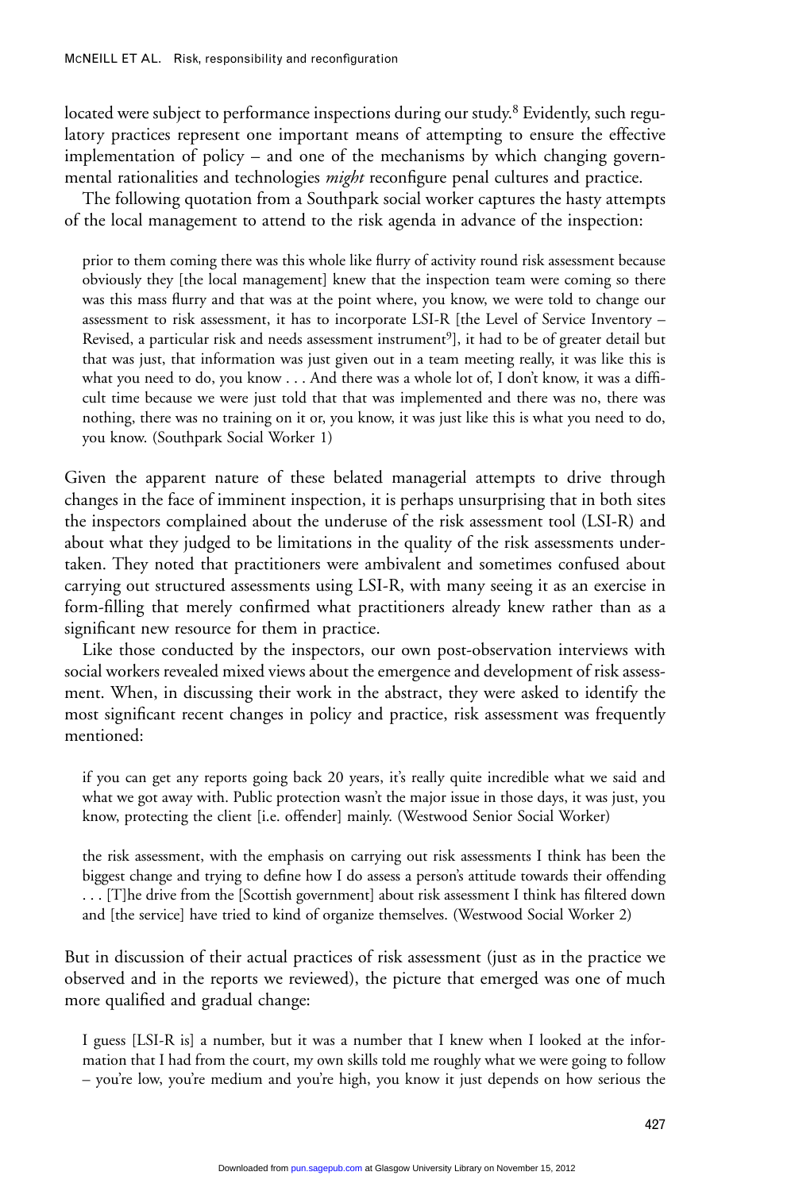located were subject to performance inspections during our study.[8] Evidently, such regulatory practices represent one important means of attempting to ensure the effective implementation of policy – and one of the mechanisms by which changing governmental rationalities and technologies *might* reconfigure penal cultures and practice.

The following quotation from a Southpark social worker captures the hasty attempts of the local management to attend to the risk agenda in advance of the inspection:

> prior to them coming there was this whole like flurry of activity round risk assessment because obviously they [the local management] knew that the inspection team were coming so there was this mass flurry and that was at the point where, you know, we were told to change our assessment to risk assessment, it has to incorporate LSI-R [the Level of Service Inventory – Revised, a particular risk and needs assessment instrument[9]], it had to be of greater detail but that was just, that information was just given out in a team meeting really, it was like this is what you need to do, you know . . . And there was a whole lot of, I don't know, it was a difficult time because we were just told that that was implemented and there was no, there was nothing, there was no training on it or, you know, it was just like this is what you need to do, you know. (Southpark Social Worker 1)

Given the apparent nature of these belated managerial attempts to drive through changes in the face of imminent inspection, it is perhaps unsurprising that in both sites the inspectors complained about the underuse of the risk assessment tool (LSI-R) and about what they judged to be limitations in the quality of the risk assessments undertaken. They noted that practitioners were ambivalent and sometimes confused about carrying out structured assessments using LSI-R, with many seeing it as an exercise in form-filling that merely confirmed what practitioners already knew rather than as a significant new resource for them in practice.

Like those conducted by the inspectors, our own post-observation interviews with social workers revealed mixed views about the emergence and development of risk assessment. When, in discussing their work in the abstract, they were asked to identify the most significant recent changes in policy and practice, risk assessment was frequently mentioned:

> if you can get any reports going back 20 years, it's really quite incredible what we said and what we got away with. Public protection wasn't the major issue in those days, it was just, you know, protecting the client [i.e. offender] mainly. (Westwood Senior Social Worker)

> the risk assessment, with the emphasis on carrying out risk assessments I think has been the biggest change and trying to define how I do assess a person's attitude towards their offending . . . [T]he drive from the [Scottish government] about risk assessment I think has filtered down and [the service] have tried to kind of organize themselves. (Westwood Social Worker 2)

But in discussion of their actual practices of risk assessment (just as in the practice we observed and in the reports we reviewed), the picture that emerged was one of much more qualified and gradual change:

> I guess [LSI-R is] a number, but it was a number that I knew when I looked at the information that I had from the court, my own skills told me roughly what we were going to follow – you're low, you're medium and you're high, you know it just depends on how serious the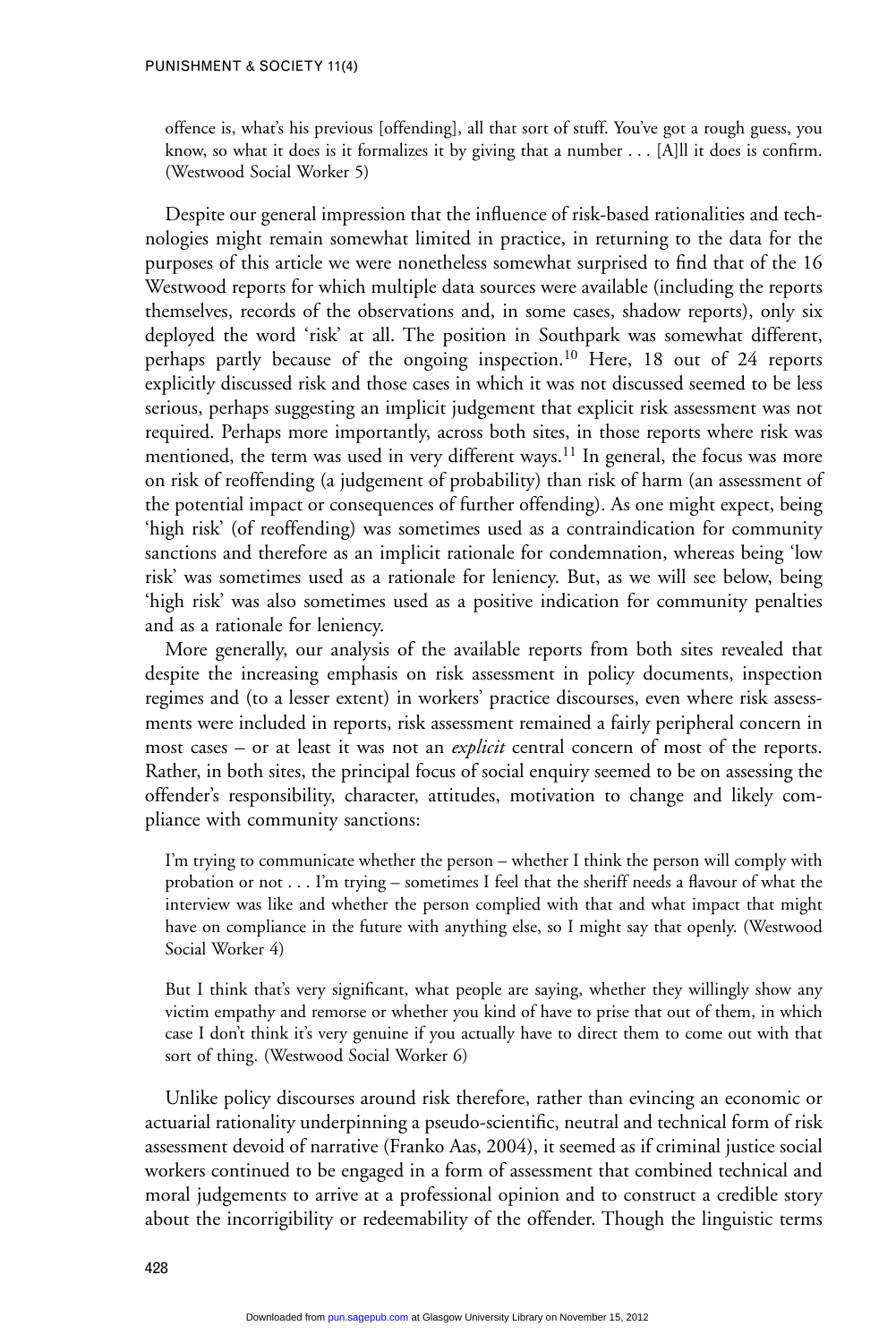offence is, what's his previous [offending], all that sort of stuff. You've got a rough guess, you know, so what it does is it formalizes it by giving that a number . . . [A]ll it does is confirm. (Westwood Social Worker 5)

Despite our general impression that the influence of risk-based rationalities and technologies might remain somewhat limited in practice, in returning to the data for the purposes of this article we were nonetheless somewhat surprised to find that of the 16 Westwood reports for which multiple data sources were available (including the reports themselves, records of the observations and, in some cases, shadow reports), only six deployed the word 'risk' at all. The position in Southpark was somewhat different, perhaps partly because of the ongoing inspection.[10] Here, 18 out of 24 reports explicitly discussed risk and those cases in which it was not discussed seemed to be less serious, perhaps suggesting an implicit judgement that explicit risk assessment was not required. Perhaps more importantly, across both sites, in those reports where risk was mentioned, the term was used in very different ways.[11] In general, the focus was more on risk of reoffending (a judgement of probability) than risk of harm (an assessment of the potential impact or consequences of further offending). As one might expect, being 'high risk' (of reoffending) was sometimes used as a contraindication for community sanctions and therefore as an implicit rationale for condemnation, whereas being 'low risk' was sometimes used as a rationale for leniency. But, as we will see below, being 'high risk' was also sometimes used as a positive indication for community penalties and as a rationale for leniency.

More generally, our analysis of the available reports from both sites revealed that despite the increasing emphasis on risk assessment in policy documents, inspection regimes and (to a lesser extent) in workers' practice discourses, even where risk assessments were included in reports, risk assessment remained a fairly peripheral concern in most cases – or at least it was not an *explicit* central concern of most of the reports. Rather, in both sites, the principal focus of social enquiry seemed to be on assessing the offender's responsibility, character, attitudes, motivation to change and likely compliance with community sanctions:

> I'm trying to communicate whether the person – whether I think the person will comply with probation or not . . . I'm trying – sometimes I feel that the sheriff needs a flavour of what the interview was like and whether the person complied with that and what impact that might have on compliance in the future with anything else, so I might say that openly. (Westwood Social Worker 4)

> But I think that's very significant, what people are saying, whether they willingly show any victim empathy and remorse or whether you kind of have to prise that out of them, in which case I don't think it's very genuine if you actually have to direct them to come out with that sort of thing. (Westwood Social Worker 6)

Unlike policy discourses around risk therefore, rather than evincing an economic or actuarial rationality underpinning a pseudo-scientific, neutral and technical form of risk assessment devoid of narrative (Franko Aas, 2004), it seemed as if criminal justice social workers continued to be engaged in a form of assessment that combined technical and moral judgements to arrive at a professional opinion and to construct a credible story about the incorrigibility or redeemability of the offender. Though the linguistic terms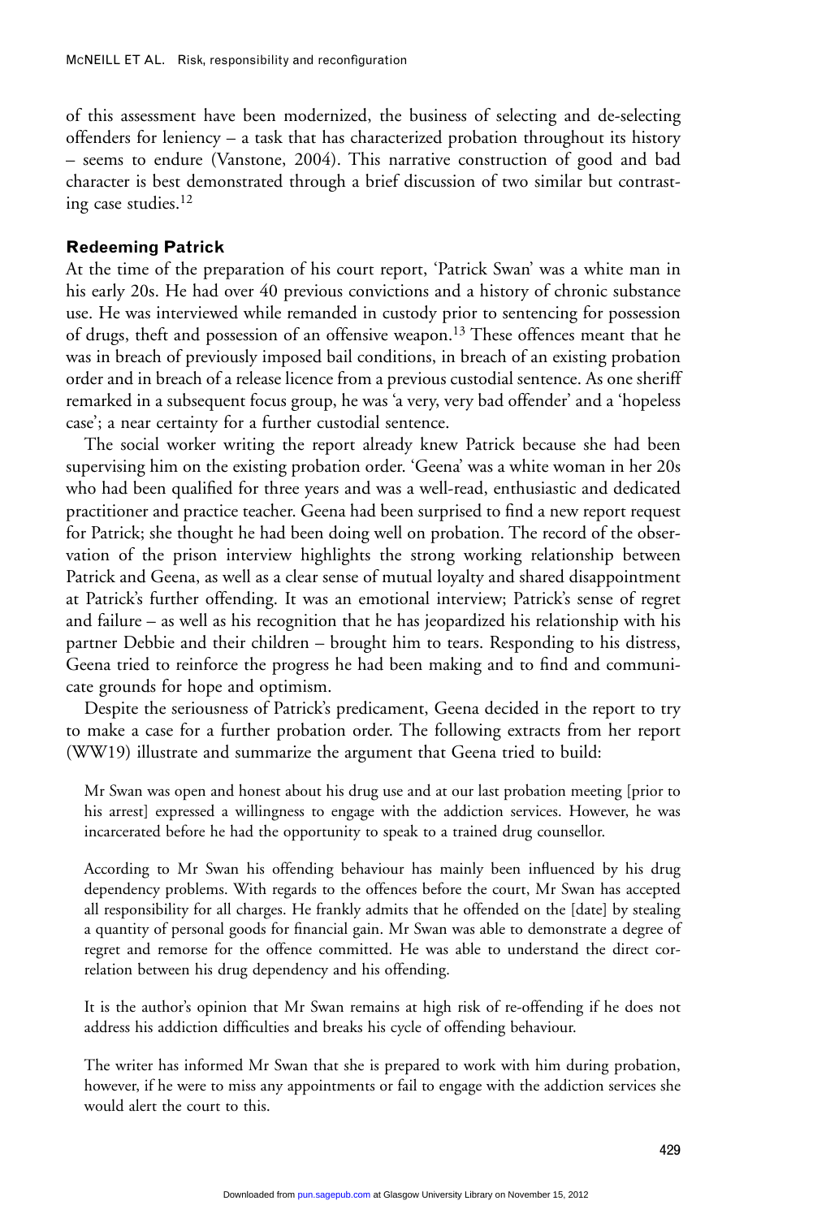of this assessment have been modernized, the business of selecting and de-selecting offenders for leniency – a task that has characterized probation throughout its history – seems to endure (Vanstone, 2004). This narrative construction of good and bad character is best demonstrated through a brief discussion of two similar but contrasting case studies.[12]

## Redeeming Patrick

At the time of the preparation of his court report, 'Patrick Swan' was a white man in his early 20s. He had over 40 previous convictions and a history of chronic substance use. He was interviewed while remanded in custody prior to sentencing for possession of drugs, theft and possession of an offensive weapon.[13] These offences meant that he was in breach of previously imposed bail conditions, in breach of an existing probation order and in breach of a release licence from a previous custodial sentence. As one sheriff remarked in a subsequent focus group, he was 'a very, very bad offender' and a 'hopeless case'; a near certainty for a further custodial sentence.

The social worker writing the report already knew Patrick because she had been supervising him on the existing probation order. 'Geena' was a white woman in her 20s who had been qualified for three years and was a well-read, enthusiastic and dedicated practitioner and practice teacher. Geena had been surprised to find a new report request for Patrick; she thought he had been doing well on probation. The record of the observation of the prison interview highlights the strong working relationship between Patrick and Geena, as well as a clear sense of mutual loyalty and shared disappointment at Patrick's further offending. It was an emotional interview; Patrick's sense of regret and failure – as well as his recognition that he has jeopardized his relationship with his partner Debbie and their children – brought him to tears. Responding to his distress, Geena tried to reinforce the progress he had been making and to find and communicate grounds for hope and optimism.

Despite the seriousness of Patrick's predicament, Geena decided in the report to try to make a case for a further probation order. The following extracts from her report (WW19) illustrate and summarize the argument that Geena tried to build:

> Mr Swan was open and honest about his drug use and at our last probation meeting [prior to his arrest] expressed a willingness to engage with the addiction services. However, he was incarcerated before he had the opportunity to speak to a trained drug counsellor.
>
> According to Mr Swan his offending behaviour has mainly been influenced by his drug dependency problems. With regards to the offences before the court, Mr Swan has accepted all responsibility for all charges. He frankly admits that he offended on the [date] by stealing a quantity of personal goods for financial gain. Mr Swan was able to demonstrate a degree of regret and remorse for the offence committed. He was able to understand the direct correlation between his drug dependency and his offending.
>
> It is the author's opinion that Mr Swan remains at high risk of re-offending if he does not address his addiction difficulties and breaks his cycle of offending behaviour.
>
> The writer has informed Mr Swan that she is prepared to work with him during probation, however, if he were to miss any appointments or fail to engage with the addiction services she would alert the court to this.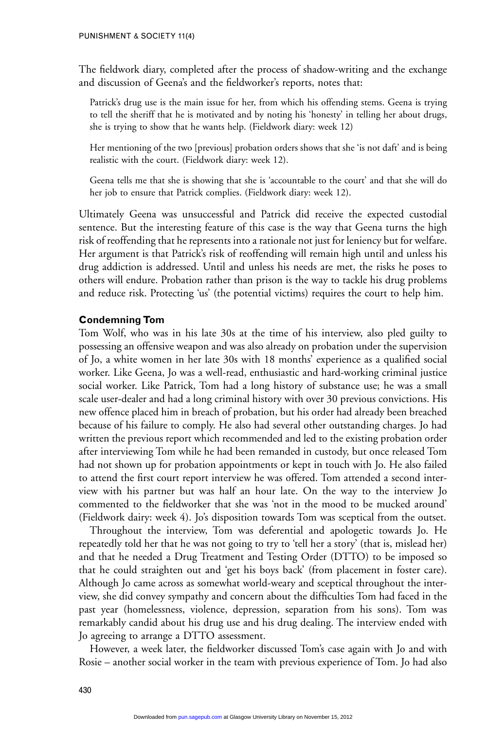The fieldwork diary, completed after the process of shadow-writing and the exchange and discussion of Geena's and the fieldworker's reports, notes that:

> Patrick's drug use is the main issue for her, from which his offending stems. Geena is trying to tell the sheriff that he is motivated and by noting his 'honesty' in telling her about drugs, she is trying to show that he wants help. (Fieldwork diary: week 12)

> Her mentioning of the two [previous] probation orders shows that she 'is not daft' and is being realistic with the court. (Fieldwork diary: week 12).

> Geena tells me that she is showing that she is 'accountable to the court' and that she will do her job to ensure that Patrick complies. (Fieldwork diary: week 12).

Ultimately Geena was unsuccessful and Patrick did receive the expected custodial sentence. But the interesting feature of this case is the way that Geena turns the high risk of reoffending that he represents into a rationale not just for leniency but for welfare. Her argument is that Patrick's risk of reoffending will remain high until and unless his drug addiction is addressed. Until and unless his needs are met, the risks he poses to others will endure. Probation rather than prison is the way to tackle his drug problems and reduce risk. Protecting 'us' (the potential victims) requires the court to help him.

### Condemning Tom

Tom Wolf, who was in his late 30s at the time of his interview, also pled guilty to possessing an offensive weapon and was also already on probation under the supervision of Jo, a white women in her late 30s with 18 months' experience as a qualified social worker. Like Geena, Jo was a well-read, enthusiastic and hard-working criminal justice social worker. Like Patrick, Tom had a long history of substance use; he was a small scale user-dealer and had a long criminal history with over 30 previous convictions. His new offence placed him in breach of probation, but his order had already been breached because of his failure to comply. He also had several other outstanding charges. Jo had written the previous report which recommended and led to the existing probation order after interviewing Tom while he had been remanded in custody, but once released Tom had not shown up for probation appointments or kept in touch with Jo. He also failed to attend the first court report interview he was offered. Tom attended a second interview with his partner but was half an hour late. On the way to the interview Jo commented to the fieldworker that she was 'not in the mood to be mucked around' (Fieldwork dairy: week 4). Jo's disposition towards Tom was sceptical from the outset.

Throughout the interview, Tom was deferential and apologetic towards Jo. He repeatedly told her that he was not going to try to 'tell her a story' (that is, mislead her) and that he needed a Drug Treatment and Testing Order (DTTO) to be imposed so that he could straighten out and 'get his boys back' (from placement in foster care). Although Jo came across as somewhat world-weary and sceptical throughout the interview, she did convey sympathy and concern about the difficulties Tom had faced in the past year (homelessness, violence, depression, separation from his sons). Tom was remarkably candid about his drug use and his drug dealing. The interview ended with Jo agreeing to arrange a DTTO assessment.

However, a week later, the fieldworker discussed Tom's case again with Jo and with Rosie – another social worker in the team with previous experience of Tom. Jo had also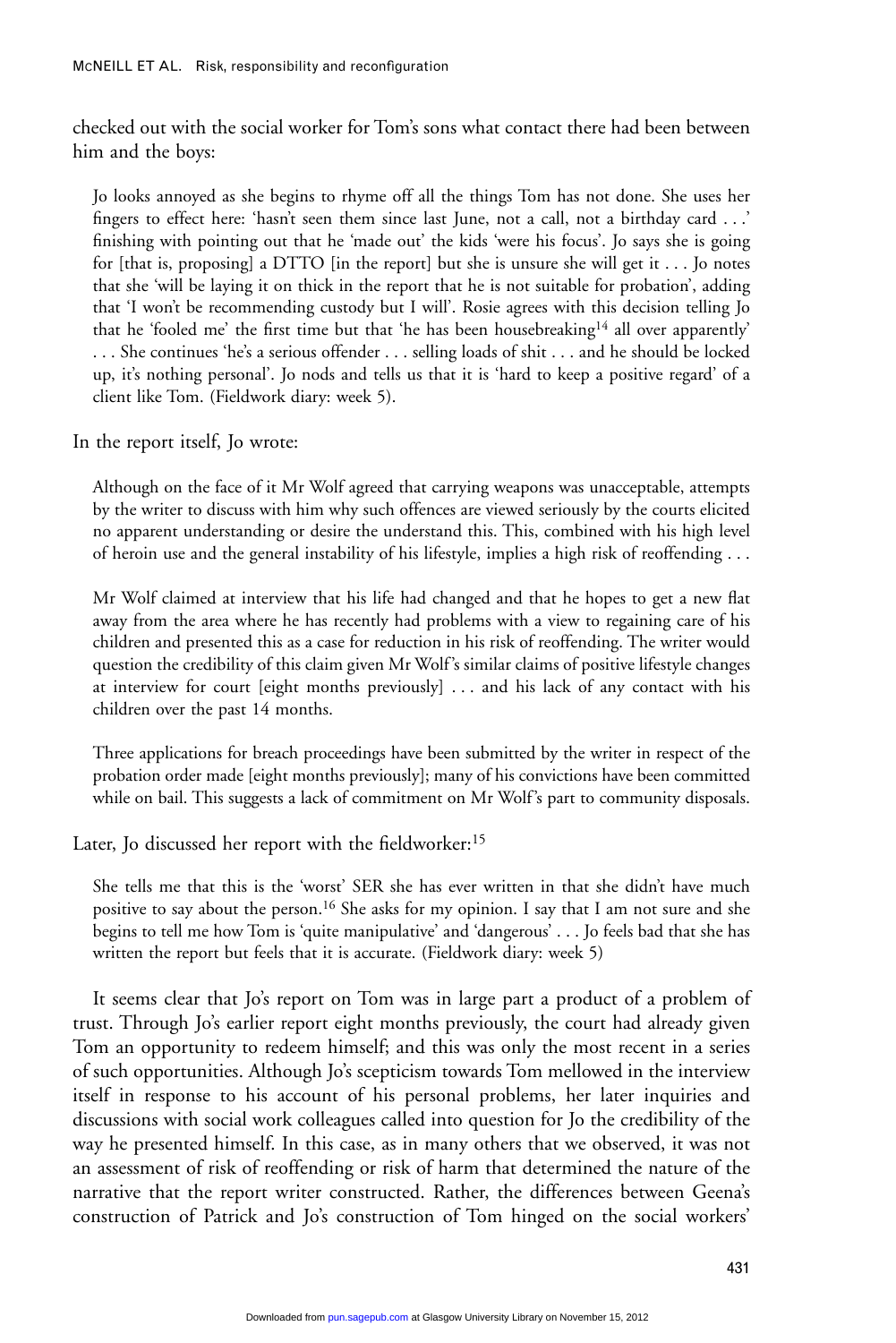checked out with the social worker for Tom's sons what contact there had been between him and the boys:

> Jo looks annoyed as she begins to rhyme off all the things Tom has not done. She uses her fingers to effect here: 'hasn't seen them since last June, not a call, not a birthday card . . .' finishing with pointing out that he 'made out' the kids 'were his focus'. Jo says she is going for [that is, proposing] a DTTO [in the report] but she is unsure she will get it . . . Jo notes that she 'will be laying it on thick in the report that he is not suitable for probation', adding that 'I won't be recommending custody but I will'. Rosie agrees with this decision telling Jo that he 'fooled me' the first time but that 'he has been housebreaking[14] all over apparently' . . . She continues 'he's a serious offender . . . selling loads of shit . . . and he should be locked up, it's nothing personal'. Jo nods and tells us that it is 'hard to keep a positive regard' of a client like Tom. (Fieldwork diary: week 5).

In the report itself, Jo wrote:

> Although on the face of it Mr Wolf agreed that carrying weapons was unacceptable, attempts by the writer to discuss with him why such offences are viewed seriously by the courts elicited no apparent understanding or desire the understand this. This, combined with his high level of heroin use and the general instability of his lifestyle, implies a high risk of reoffending . . .
>
> Mr Wolf claimed at interview that his life had changed and that he hopes to get a new flat away from the area where he has recently had problems with a view to regaining care of his children and presented this as a case for reduction in his risk of reoffending. The writer would question the credibility of this claim given Mr Wolf's similar claims of positive lifestyle changes at interview for court [eight months previously] . . . and his lack of any contact with his children over the past 14 months.
>
> Three applications for breach proceedings have been submitted by the writer in respect of the probation order made [eight months previously]; many of his convictions have been committed while on bail. This suggests a lack of commitment on Mr Wolf's part to community disposals.

Later, Jo discussed her report with the fieldworker:[15]

> She tells me that this is the 'worst' SER she has ever written in that she didn't have much positive to say about the person.[16] She asks for my opinion. I say that I am not sure and she begins to tell me how Tom is 'quite manipulative' and 'dangerous' . . . Jo feels bad that she has written the report but feels that it is accurate. (Fieldwork diary: week 5)

It seems clear that Jo's report on Tom was in large part a product of a problem of trust. Through Jo's earlier report eight months previously, the court had already given Tom an opportunity to redeem himself; and this was only the most recent in a series of such opportunities. Although Jo's scepticism towards Tom mellowed in the interview itself in response to his account of his personal problems, her later inquiries and discussions with social work colleagues called into question for Jo the credibility of the way he presented himself. In this case, as in many others that we observed, it was not an assessment of risk of reoffending or risk of harm that determined the nature of the narrative that the report writer constructed. Rather, the differences between Geena's construction of Patrick and Jo's construction of Tom hinged on the social workers'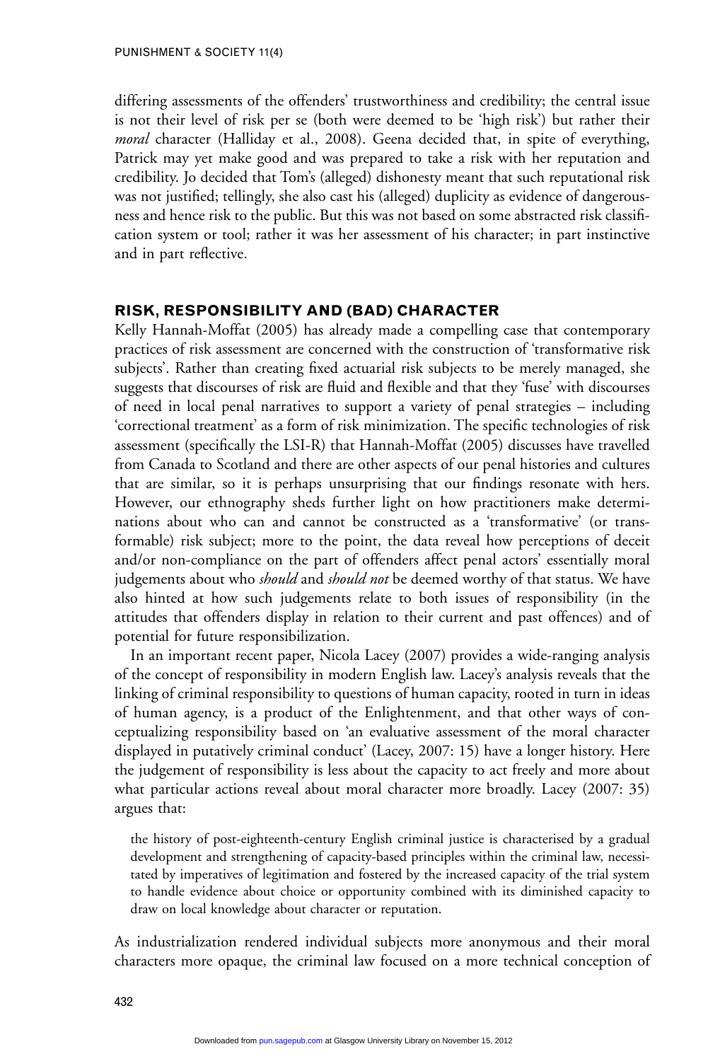differing assessments of the offenders' trustworthiness and credibility; the central issue is not their level of risk per se (both were deemed to be 'high risk') but rather their *moral* character (Halliday et al., 2008). Geena decided that, in spite of everything, Patrick may yet make good and was prepared to take a risk with her reputation and credibility. Jo decided that Tom's (alleged) dishonesty meant that such reputational risk was not justified; tellingly, she also cast his (alleged) duplicity as evidence of dangerousness and hence risk to the public. But this was not based on some abstracted risk classification system or tool; rather it was her assessment of his character; in part instinctive and in part reflective.

## RISK, RESPONSIBILITY AND (BAD) CHARACTER

Kelly Hannah-Moffat (2005) has already made a compelling case that contemporary practices of risk assessment are concerned with the construction of 'transformative risk subjects'. Rather than creating fixed actuarial risk subjects to be merely managed, she suggests that discourses of risk are fluid and flexible and that they 'fuse' with discourses of need in local penal narratives to support a variety of penal strategies – including 'correctional treatment' as a form of risk minimization. The specific technologies of risk assessment (specifically the LSI-R) that Hannah-Moffat (2005) discusses have travelled from Canada to Scotland and there are other aspects of our penal histories and cultures that are similar, so it is perhaps unsurprising that our findings resonate with hers. However, our ethnography sheds further light on how practitioners make determinations about who can and cannot be constructed as a 'transformative' (or transformable) risk subject; more to the point, the data reveal how perceptions of deceit and/or non-compliance on the part of offenders affect penal actors' essentially moral judgements about who *should* and *should not* be deemed worthy of that status. We have also hinted at how such judgements relate to both issues of responsibility (in the attitudes that offenders display in relation to their current and past offences) and of potential for future responsibilization.

In an important recent paper, Nicola Lacey (2007) provides a wide-ranging analysis of the concept of responsibility in modern English law. Lacey's analysis reveals that the linking of criminal responsibility to questions of human capacity, rooted in turn in ideas of human agency, is a product of the Enlightenment, and that other ways of conceptualizing responsibility based on 'an evaluative assessment of the moral character displayed in putatively criminal conduct' (Lacey, 2007: 15) have a longer history. Here the judgement of responsibility is less about the capacity to act freely and more about what particular actions reveal about moral character more broadly. Lacey (2007: 35) argues that:

> the history of post-eighteenth-century English criminal justice is characterised by a gradual development and strengthening of capacity-based principles within the criminal law, necessitated by imperatives of legitimation and fostered by the increased capacity of the trial system to handle evidence about choice or opportunity combined with its diminished capacity to draw on local knowledge about character or reputation.

As industrialization rendered individual subjects more anonymous and their moral characters more opaque, the criminal law focused on a more technical conception of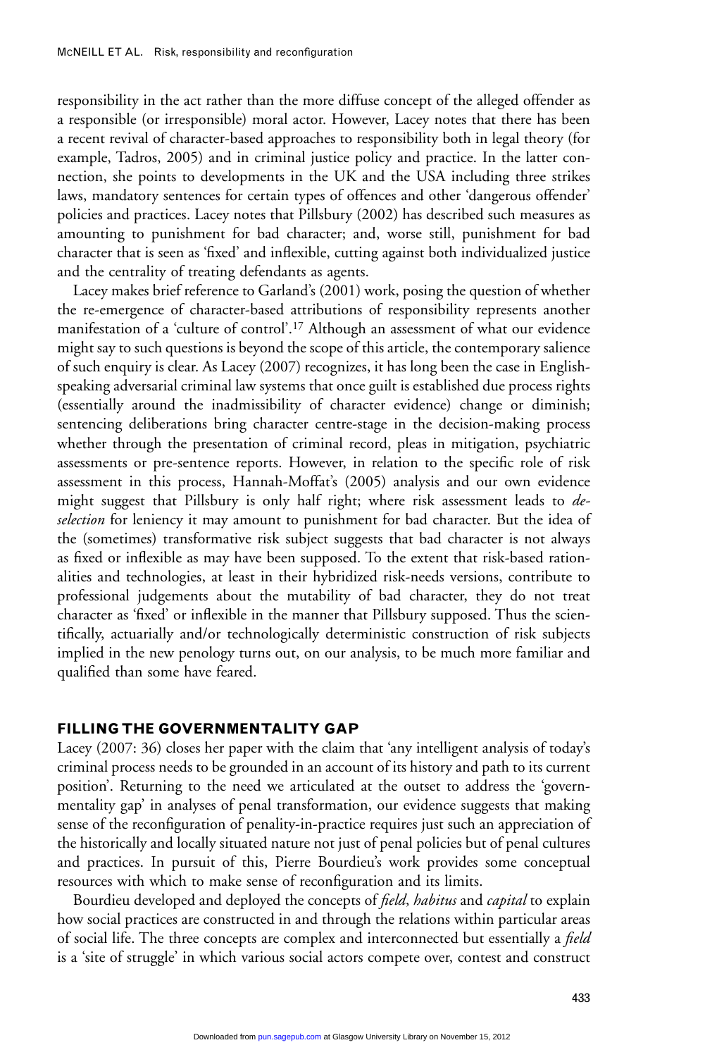responsibility in the act rather than the more diffuse concept of the alleged offender as a responsible (or irresponsible) moral actor. However, Lacey notes that there has been a recent revival of character-based approaches to responsibility both in legal theory (for example, Tadros, 2005) and in criminal justice policy and practice. In the latter connection, she points to developments in the UK and the USA including three strikes laws, mandatory sentences for certain types of offences and other 'dangerous offender' policies and practices. Lacey notes that Pillsbury (2002) has described such measures as amounting to punishment for bad character; and, worse still, punishment for bad character that is seen as 'fixed' and inflexible, cutting against both individualized justice and the centrality of treating defendants as agents.

Lacey makes brief reference to Garland's (2001) work, posing the question of whether the re-emergence of character-based attributions of responsibility represents another manifestation of a 'culture of control'.[17] Although an assessment of what our evidence might say to such questions is beyond the scope of this article, the contemporary salience of such enquiry is clear. As Lacey (2007) recognizes, it has long been the case in English-speaking adversarial criminal law systems that once guilt is established due process rights (essentially around the inadmissibility of character evidence) change or diminish; sentencing deliberations bring character centre-stage in the decision-making process whether through the presentation of criminal record, pleas in mitigation, psychiatric assessments or pre-sentence reports. However, in relation to the specific role of risk assessment in this process, Hannah-Moffat's (2005) analysis and our own evidence might suggest that Pillsbury is only half right; where risk assessment leads to *de-selection* for leniency it may amount to punishment for bad character. But the idea of the (sometimes) transformative risk subject suggests that bad character is not always as fixed or inflexible as may have been supposed. To the extent that risk-based rationalities and technologies, at least in their hybridized risk-needs versions, contribute to professional judgements about the mutability of bad character, they do not treat character as 'fixed' or inflexible in the manner that Pillsbury supposed. Thus the scientifically, actuarially and/or technologically deterministic construction of risk subjects implied in the new penology turns out, on our analysis, to be much more familiar and qualified than some have feared.

## FILLING THE GOVERNMENTALITY GAP

Lacey (2007: 36) closes her paper with the claim that 'any intelligent analysis of today's criminal process needs to be grounded in an account of its history and path to its current position'. Returning to the need we articulated at the outset to address the 'governmentality gap' in analyses of penal transformation, our evidence suggests that making sense of the reconfiguration of penality-in-practice requires just such an appreciation of the historically and locally situated nature not just of penal policies but of penal cultures and practices. In pursuit of this, Pierre Bourdieu's work provides some conceptual resources with which to make sense of reconfiguration and its limits.

Bourdieu developed and deployed the concepts of *field*, *habitus* and *capital* to explain how social practices are constructed in and through the relations within particular areas of social life. The three concepts are complex and interconnected but essentially a *field* is a 'site of struggle' in which various social actors compete over, contest and construct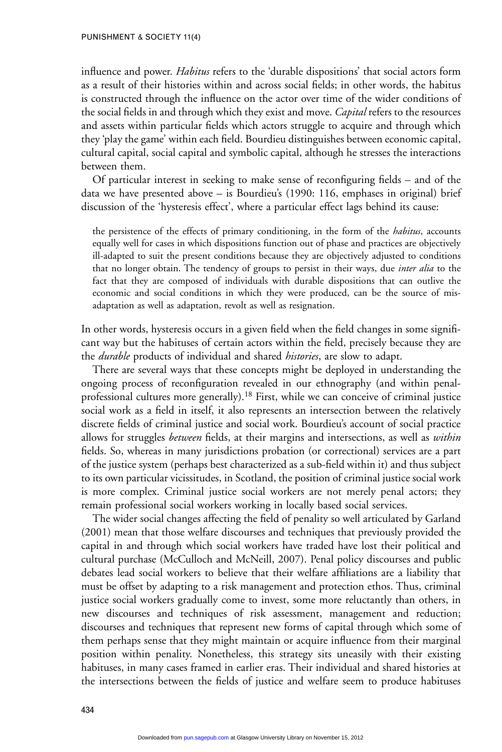influence and power. *Habitus* refers to the 'durable dispositions' that social actors form as a result of their histories within and across social fields; in other words, the habitus is constructed through the influence on the actor over time of the wider conditions of the social fields in and through which they exist and move. *Capital* refers to the resources and assets within particular fields which actors struggle to acquire and through which they 'play the game' within each field. Bourdieu distinguishes between economic capital, cultural capital, social capital and symbolic capital, although he stresses the interactions between them.

Of particular interest in seeking to make sense of reconfiguring fields – and of the data we have presented above – is Bourdieu's (1990: 116, emphases in original) brief discussion of the 'hysteresis effect', where a particular effect lags behind its cause:

> the persistence of the effects of primary conditioning, in the form of the *habitus*, accounts equally well for cases in which dispositions function out of phase and practices are objectively ill-adapted to suit the present conditions because they are objectively adjusted to conditions that no longer obtain. The tendency of groups to persist in their ways, due *inter alia* to the fact that they are composed of individuals with durable dispositions that can outlive the economic and social conditions in which they were produced, can be the source of misadaptation as well as adaptation, revolt as well as resignation.

In other words, hysteresis occurs in a given field when the field changes in some significant way but the habituses of certain actors within the field, precisely because they are the *durable* products of individual and shared *histories*, are slow to adapt.

There are several ways that these concepts might be deployed in understanding the ongoing process of reconfiguration revealed in our ethnography (and within penal-professional cultures more generally).[18] First, while we can conceive of criminal justice social work as a field in itself, it also represents an intersection between the relatively discrete fields of criminal justice and social work. Bourdieu's account of social practice allows for struggles *between* fields, at their margins and intersections, as well as *within* fields. So, whereas in many jurisdictions probation (or correctional) services are a part of the justice system (perhaps best characterized as a sub-field within it) and thus subject to its own particular vicissitudes, in Scotland, the position of criminal justice social work is more complex. Criminal justice social workers are not merely penal actors; they remain professional social workers working in locally based social services.

The wider social changes affecting the field of penality so well articulated by Garland (2001) mean that those welfare discourses and techniques that previously provided the capital in and through which social workers have traded have lost their political and cultural purchase (McCulloch and McNeill, 2007). Penal policy discourses and public debates lead social workers to believe that their welfare affiliations are a liability that must be offset by adapting to a risk management and protection ethos. Thus, criminal justice social workers gradually come to invest, some more reluctantly than others, in new discourses and techniques of risk assessment, management and reduction; discourses and techniques that represent new forms of capital through which some of them perhaps sense that they might maintain or acquire influence from their marginal position within penality. Nonetheless, this strategy sits uneasily with their existing habituses, in many cases framed in earlier eras. Their individual and shared histories at the intersections between the fields of justice and welfare seem to produce habituses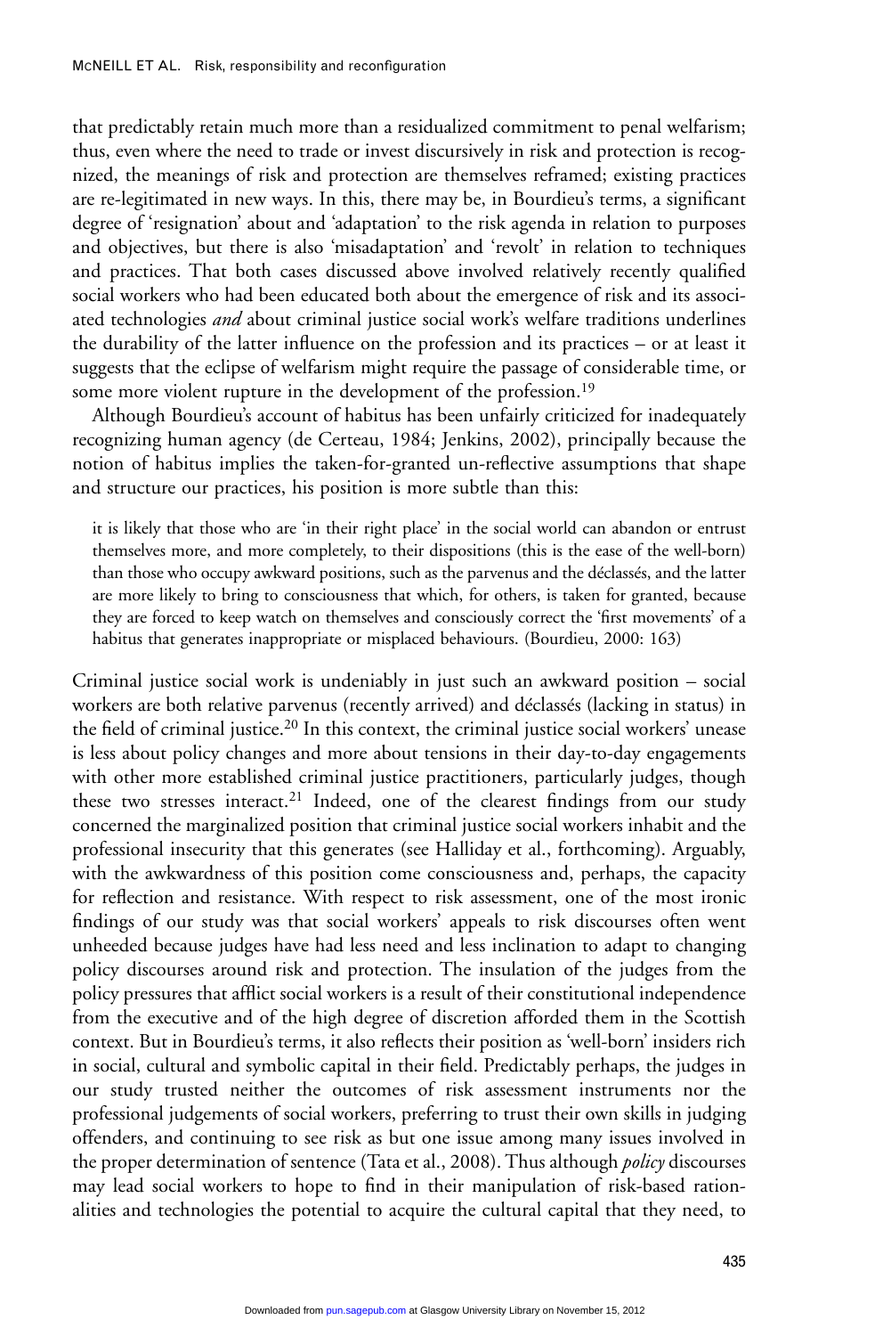that predictably retain much more than a residualized commitment to penal welfarism; thus, even where the need to trade or invest discursively in risk and protection is recognized, the meanings of risk and protection are themselves reframed; existing practices are re-legitimated in new ways. In this, there may be, in Bourdieu's terms, a significant degree of 'resignation' about and 'adaptation' to the risk agenda in relation to purposes and objectives, but there is also 'misadaptation' and 'revolt' in relation to techniques and practices. That both cases discussed above involved relatively recently qualified social workers who had been educated both about the emergence of risk and its associated technologies *and* about criminal justice social work's welfare traditions underlines the durability of the latter influence on the profession and its practices – or at least it suggests that the eclipse of welfarism might require the passage of considerable time, or some more violent rupture in the development of the profession.[19]

Although Bourdieu's account of habitus has been unfairly criticized for inadequately recognizing human agency (de Certeau, 1984; Jenkins, 2002), principally because the notion of habitus implies the taken-for-granted un-reflective assumptions that shape and structure our practices, his position is more subtle than this:

> it is likely that those who are 'in their right place' in the social world can abandon or entrust themselves more, and more completely, to their dispositions (this is the ease of the well-born) than those who occupy awkward positions, such as the parvenus and the déclassés, and the latter are more likely to bring to consciousness that which, for others, is taken for granted, because they are forced to keep watch on themselves and consciously correct the 'first movements' of a habitus that generates inappropriate or misplaced behaviours. (Bourdieu, 2000: 163)

Criminal justice social work is undeniably in just such an awkward position – social workers are both relative parvenus (recently arrived) and déclassés (lacking in status) in the field of criminal justice.[20] In this context, the criminal justice social workers' unease is less about policy changes and more about tensions in their day-to-day engagements with other more established criminal justice practitioners, particularly judges, though these two stresses interact.[21] Indeed, one of the clearest findings from our study concerned the marginalized position that criminal justice social workers inhabit and the professional insecurity that this generates (see Halliday et al., forthcoming). Arguably, with the awkwardness of this position come consciousness and, perhaps, the capacity for reflection and resistance. With respect to risk assessment, one of the most ironic findings of our study was that social workers' appeals to risk discourses often went unheeded because judges have had less need and less inclination to adapt to changing policy discourses around risk and protection. The insulation of the judges from the policy pressures that afflict social workers is a result of their constitutional independence from the executive and of the high degree of discretion afforded them in the Scottish context. But in Bourdieu's terms, it also reflects their position as 'well-born' insiders rich in social, cultural and symbolic capital in their field. Predictably perhaps, the judges in our study trusted neither the outcomes of risk assessment instruments nor the professional judgements of social workers, preferring to trust their own skills in judging offenders, and continuing to see risk as but one issue among many issues involved in the proper determination of sentence (Tata et al., 2008). Thus although *policy* discourses may lead social workers to hope to find in their manipulation of risk-based rationalities and technologies the potential to acquire the cultural capital that they need, to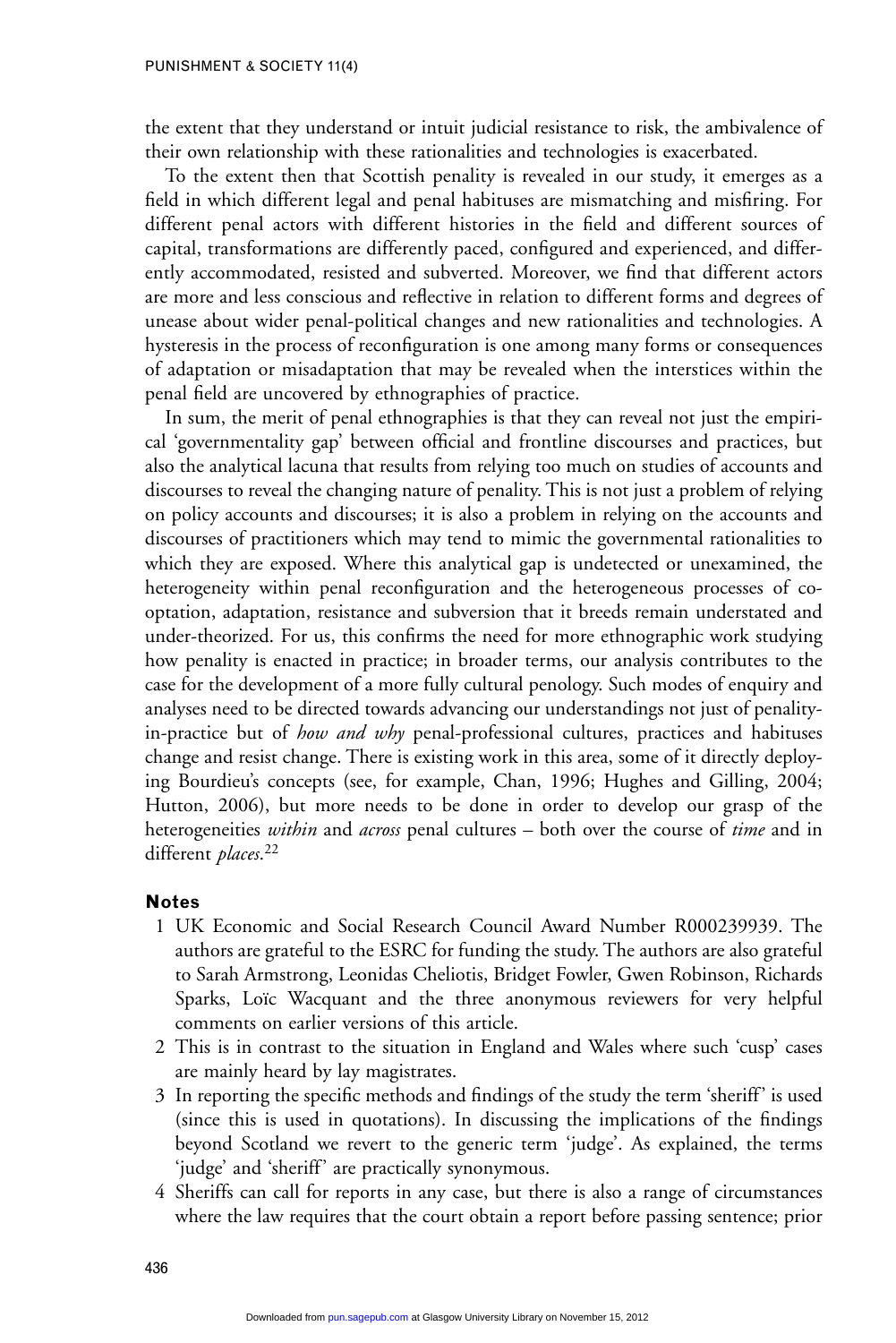the extent that they understand or intuit judicial resistance to risk, the ambivalence of their own relationship with these rationalities and technologies is exacerbated.

To the extent then that Scottish penality is revealed in our study, it emerges as a field in which different legal and penal habituses are mismatching and misfiring. For different penal actors with different histories in the field and different sources of capital, transformations are differently paced, configured and experienced, and differently accommodated, resisted and subverted. Moreover, we find that different actors are more and less conscious and reflective in relation to different forms and degrees of unease about wider penal-political changes and new rationalities and technologies. A hysteresis in the process of reconfiguration is one among many forms or consequences of adaptation or misadaptation that may be revealed when the interstices within the penal field are uncovered by ethnographies of practice.

In sum, the merit of penal ethnographies is that they can reveal not just the empirical 'governmentality gap' between official and frontline discourses and practices, but also the analytical lacuna that results from relying too much on studies of accounts and discourses to reveal the changing nature of penality. This is not just a problem of relying on policy accounts and discourses; it is also a problem in relying on the accounts and discourses of practitioners which may tend to mimic the governmental rationalities to which they are exposed. Where this analytical gap is undetected or unexamined, the heterogeneity within penal reconfiguration and the heterogeneous processes of co-optation, adaptation, resistance and subversion that it breeds remain understated and under-theorized. For us, this confirms the need for more ethnographic work studying how penality is enacted in practice; in broader terms, our analysis contributes to the case for the development of a more fully cultural penology. Such modes of enquiry and analyses need to be directed towards advancing our understandings not just of penality-in-practice but of *how and why* penal-professional cultures, practices and habituses change and resist change. There is existing work in this area, some of it directly deploying Bourdieu's concepts (see, for example, Chan, 1996; Hughes and Gilling, 2004; Hutton, 2006), but more needs to be done in order to develop our grasp of the heterogeneities *within* and *across* penal cultures – both over the course of *time* and in different *places*.[22]

## Notes

1. UK Economic and Social Research Council Award Number R000239939. The authors are grateful to the ESRC for funding the study. The authors are also grateful to Sarah Armstrong, Leonidas Cheliotis, Bridget Fowler, Gwen Robinson, Richards Sparks, Loïc Wacquant and the three anonymous reviewers for very helpful comments on earlier versions of this article.
2. This is in contrast to the situation in England and Wales where such 'cusp' cases are mainly heard by lay magistrates.
3. In reporting the specific methods and findings of the study the term 'sheriff' is used (since this is used in quotations). In discussing the implications of the findings beyond Scotland we revert to the generic term 'judge'. As explained, the terms 'judge' and 'sheriff' are practically synonymous.
4. Sheriffs can call for reports in any case, but there is also a range of circumstances where the law requires that the court obtain a report before passing sentence; prior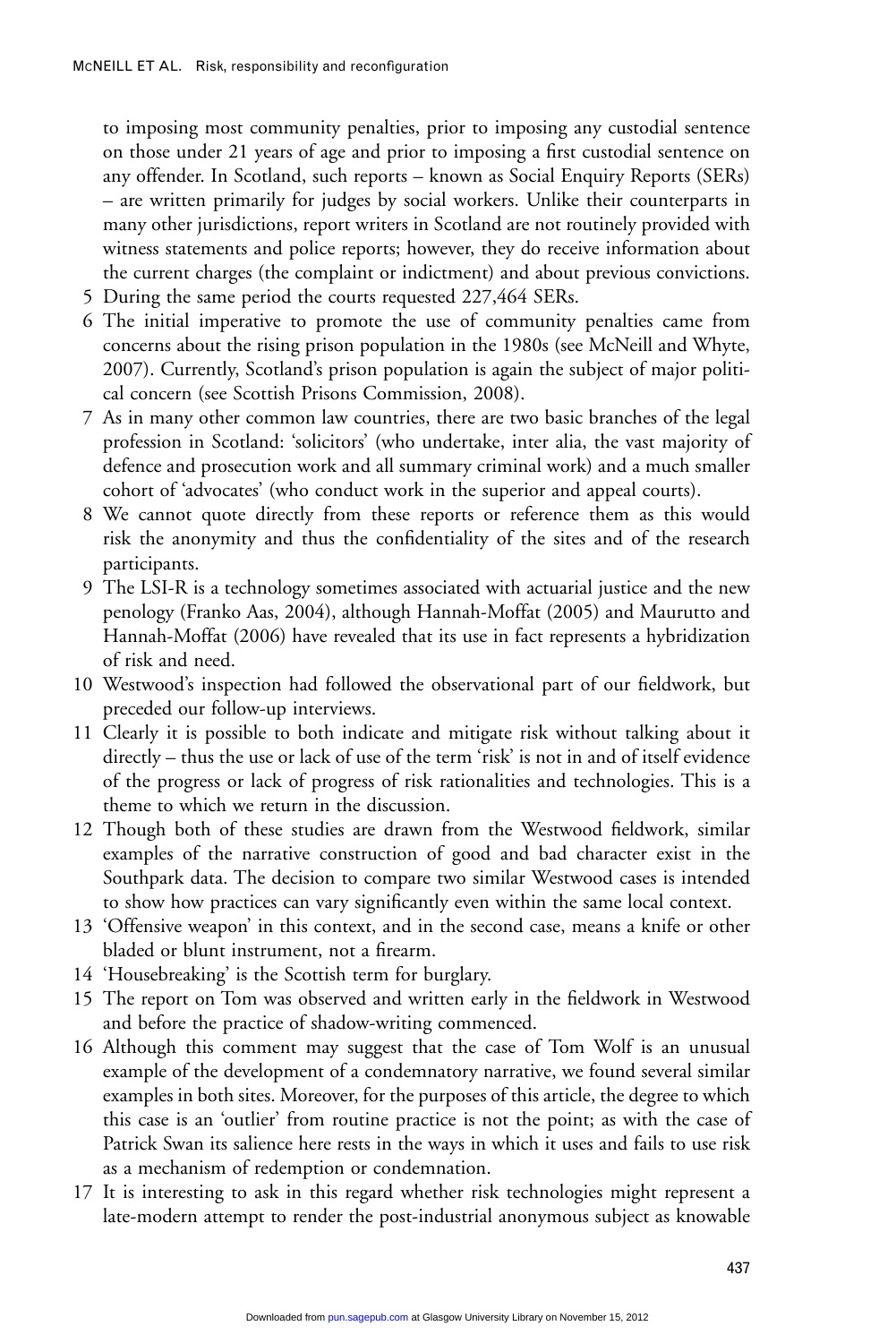to imposing most community penalties, prior to imposing any custodial sentence on those under 21 years of age and prior to imposing a first custodial sentence on any offender. In Scotland, such reports – known as Social Enquiry Reports (SERs) – are written primarily for judges by social workers. Unlike their counterparts in many other jurisdictions, report writers in Scotland are not routinely provided with witness statements and police reports; however, they do receive information about the current charges (the complaint or indictment) and about previous convictions.

5 During the same period the courts requested 227,464 SERs.

6 The initial imperative to promote the use of community penalties came from concerns about the rising prison population in the 1980s (see McNeill and Whyte, 2007). Currently, Scotland's prison population is again the subject of major political concern (see Scottish Prisons Commission, 2008).

7 As in many other common law countries, there are two basic branches of the legal profession in Scotland: 'solicitors' (who undertake, inter alia, the vast majority of defence and prosecution work and all summary criminal work) and a much smaller cohort of 'advocates' (who conduct work in the superior and appeal courts).

8 We cannot quote directly from these reports or reference them as this would risk the anonymity and thus the confidentiality of the sites and of the research participants.

9 The LSI-R is a technology sometimes associated with actuarial justice and the new penology (Franko Aas, 2004), although Hannah-Moffat (2005) and Maurutto and Hannah-Moffat (2006) have revealed that its use in fact represents a hybridization of risk and need.

10 Westwood's inspection had followed the observational part of our fieldwork, but preceded our follow-up interviews.

11 Clearly it is possible to both indicate and mitigate risk without talking about it directly – thus the use or lack of use of the term 'risk' is not in and of itself evidence of the progress or lack of progress of risk rationalities and technologies. This is a theme to which we return in the discussion.

12 Though both of these studies are drawn from the Westwood fieldwork, similar examples of the narrative construction of good and bad character exist in the Southpark data. The decision to compare two similar Westwood cases is intended to show how practices can vary significantly even within the same local context.

13 'Offensive weapon' in this context, and in the second case, means a knife or other bladed or blunt instrument, not a firearm.

14 'Housebreaking' is the Scottish term for burglary.

15 The report on Tom was observed and written early in the fieldwork in Westwood and before the practice of shadow-writing commenced.

16 Although this comment may suggest that the case of Tom Wolf is an unusual example of the development of a condemnatory narrative, we found several similar examples in both sites. Moreover, for the purposes of this article, the degree to which this case is an 'outlier' from routine practice is not the point; as with the case of Patrick Swan its salience here rests in the ways in which it uses and fails to use risk as a mechanism of redemption or condemnation.

17 It is interesting to ask in this regard whether risk technologies might represent a late-modern attempt to render the post-industrial anonymous subject as knowable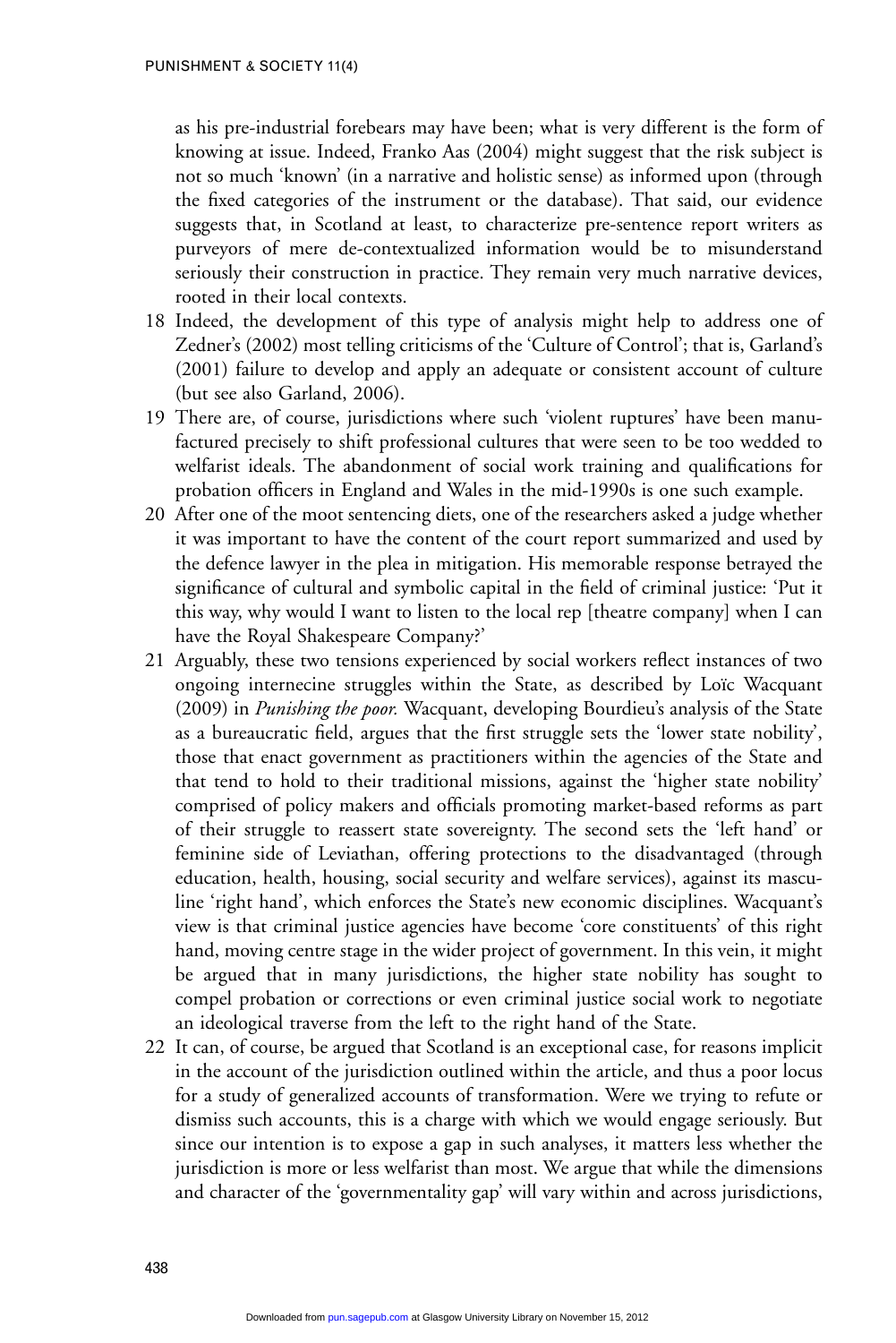as his pre-industrial forebears may have been; what is very different is the form of knowing at issue. Indeed, Franko Aas (2004) might suggest that the risk subject is not so much 'known' (in a narrative and holistic sense) as informed upon (through the fixed categories of the instrument or the database). That said, our evidence suggests that, in Scotland at least, to characterize pre-sentence report writers as purveyors of mere de-contextualized information would be to misunderstand seriously their construction in practice. They remain very much narrative devices, rooted in their local contexts.

18 Indeed, the development of this type of analysis might help to address one of Zedner's (2002) most telling criticisms of the 'Culture of Control'; that is, Garland's (2001) failure to develop and apply an adequate or consistent account of culture (but see also Garland, 2006).

19 There are, of course, jurisdictions where such 'violent ruptures' have been manufactured precisely to shift professional cultures that were seen to be too wedded to welfarist ideals. The abandonment of social work training and qualifications for probation officers in England and Wales in the mid-1990s is one such example.

20 After one of the moot sentencing diets, one of the researchers asked a judge whether it was important to have the content of the court report summarized and used by the defence lawyer in the plea in mitigation. His memorable response betrayed the significance of cultural and symbolic capital in the field of criminal justice: 'Put it this way, why would I want to listen to the local rep [theatre company] when I can have the Royal Shakespeare Company?'

21 Arguably, these two tensions experienced by social workers reflect instances of two ongoing internecine struggles within the State, as described by Loïc Wacquant (2009) in *Punishing the poor.* Wacquant, developing Bourdieu's analysis of the State as a bureaucratic field, argues that the first struggle sets the 'lower state nobility', those that enact government as practitioners within the agencies of the State and that tend to hold to their traditional missions, against the 'higher state nobility' comprised of policy makers and officials promoting market-based reforms as part of their struggle to reassert state sovereignty. The second sets the 'left hand' or feminine side of Leviathan, offering protections to the disadvantaged (through education, health, housing, social security and welfare services), against its masculine 'right hand', which enforces the State's new economic disciplines. Wacquant's view is that criminal justice agencies have become 'core constituents' of this right hand, moving centre stage in the wider project of government. In this vein, it might be argued that in many jurisdictions, the higher state nobility has sought to compel probation or corrections or even criminal justice social work to negotiate an ideological traverse from the left to the right hand of the State.

22 It can, of course, be argued that Scotland is an exceptional case, for reasons implicit in the account of the jurisdiction outlined within the article, and thus a poor locus for a study of generalized accounts of transformation. Were we trying to refute or dismiss such accounts, this is a charge with which we would engage seriously. But since our intention is to expose a gap in such analyses, it matters less whether the jurisdiction is more or less welfarist than most. We argue that while the dimensions and character of the 'governmentality gap' will vary within and across jurisdictions,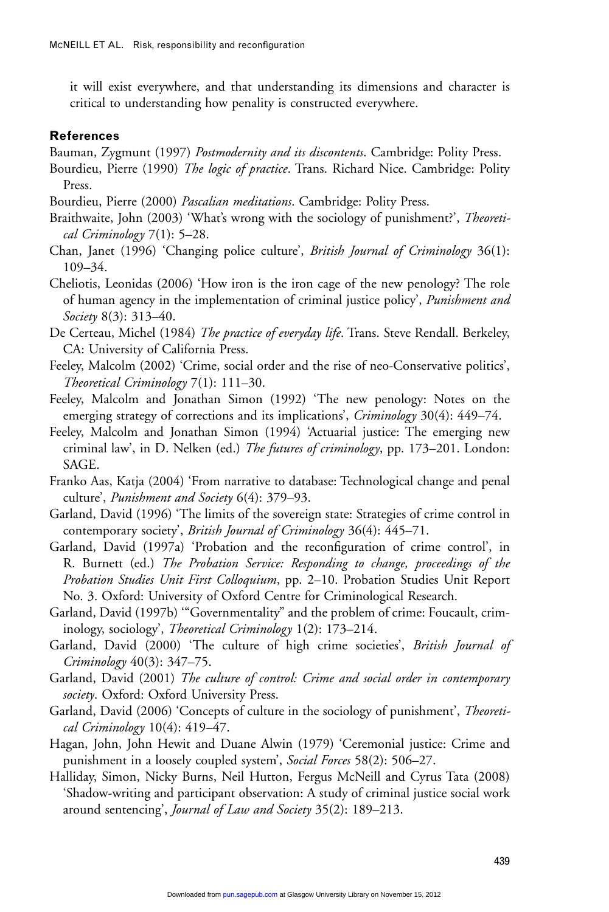it will exist everywhere, and that understanding its dimensions and character is critical to understanding how penality is constructed everywhere.

## References

Bauman, Zygmunt (1997) *Postmodernity and its discontents*. Cambridge: Polity Press.

Bourdieu, Pierre (1990) *The logic of practice*. Trans. Richard Nice. Cambridge: Polity Press.

Bourdieu, Pierre (2000) *Pascalian meditations*. Cambridge: Polity Press.

Braithwaite, John (2003) 'What's wrong with the sociology of punishment?', *Theoretical Criminology* 7(1): 5–28.

Chan, Janet (1996) 'Changing police culture', *British Journal of Criminology* 36(1): 109–34.

Cheliotis, Leonidas (2006) 'How iron is the iron cage of the new penology? The role of human agency in the implementation of criminal justice policy', *Punishment and Society* 8(3): 313–40.

De Certeau, Michel (1984) *The practice of everyday life*. Trans. Steve Rendall. Berkeley, CA: University of California Press.

Feeley, Malcolm (2002) 'Crime, social order and the rise of neo-Conservative politics', *Theoretical Criminology* 7(1): 111–30.

Feeley, Malcolm and Jonathan Simon (1992) 'The new penology: Notes on the emerging strategy of corrections and its implications', *Criminology* 30(4): 449–74.

Feeley, Malcolm and Jonathan Simon (1994) 'Actuarial justice: The emerging new criminal law', in D. Nelken (ed.) *The futures of criminology*, pp. 173–201. London: SAGE.

Franko Aas, Katja (2004) 'From narrative to database: Technological change and penal culture', *Punishment and Society* 6(4): 379–93.

Garland, David (1996) 'The limits of the sovereign state: Strategies of crime control in contemporary society', *British Journal of Criminology* 36(4): 445–71.

Garland, David (1997a) 'Probation and the reconfiguration of crime control', in R. Burnett (ed.) *The Probation Service: Responding to change, proceedings of the Probation Studies Unit First Colloquium*, pp. 2–10. Probation Studies Unit Report No. 3. Oxford: University of Oxford Centre for Criminological Research.

Garland, David (1997b) '"Governmentality" and the problem of crime: Foucault, criminology, sociology', *Theoretical Criminology* 1(2): 173–214.

Garland, David (2000) 'The culture of high crime societies', *British Journal of Criminology* 40(3): 347–75.

Garland, David (2001) *The culture of control: Crime and social order in contemporary society*. Oxford: Oxford University Press.

Garland, David (2006) 'Concepts of culture in the sociology of punishment', *Theoretical Criminology* 10(4): 419–47.

Hagan, John, John Hewit and Duane Alwin (1979) 'Ceremonial justice: Crime and punishment in a loosely coupled system', *Social Forces* 58(2): 506–27.

Halliday, Simon, Nicky Burns, Neil Hutton, Fergus McNeill and Cyrus Tata (2008) 'Shadow-writing and participant observation: A study of criminal justice social work around sentencing', *Journal of Law and Society* 35(2): 189–213.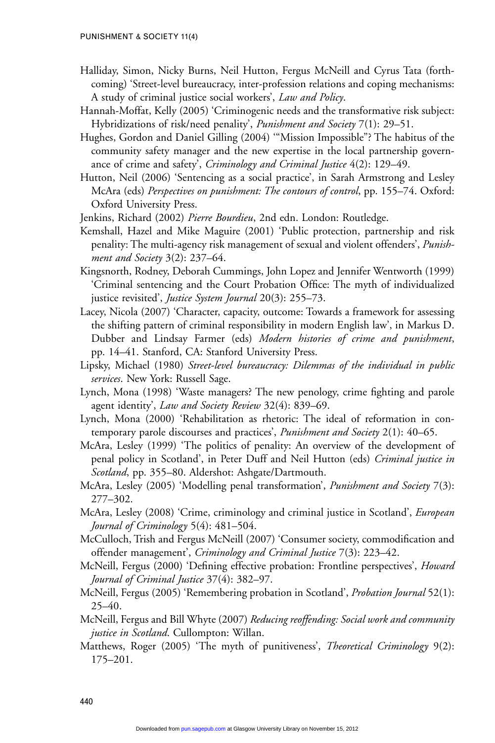Halliday, Simon, Nicky Burns, Neil Hutton, Fergus McNeill and Cyrus Tata (forthcoming) 'Street-level bureaucracy, inter-profession relations and coping mechanisms: A study of criminal justice social workers', *Law and Policy*.

Hannah-Moffat, Kelly (2005) 'Criminogenic needs and the transformative risk subject: Hybridizations of risk/need penality', *Punishment and Society* 7(1): 29–51.

Hughes, Gordon and Daniel Gilling (2004) '"Mission Impossible"? The habitus of the community safety manager and the new expertise in the local partnership governance of crime and safety', *Criminology and Criminal Justice* 4(2): 129–49.

Hutton, Neil (2006) 'Sentencing as a social practice', in Sarah Armstrong and Lesley McAra (eds) *Perspectives on punishment: The contours of control*, pp. 155–74. Oxford: Oxford University Press.

Jenkins, Richard (2002) *Pierre Bourdieu*, 2nd edn. London: Routledge.

Kemshall, Hazel and Mike Maguire (2001) 'Public protection, partnership and risk penality: The multi-agency risk management of sexual and violent offenders', *Punishment and Society* 3(2): 237–64.

Kingsnorth, Rodney, Deborah Cummings, John Lopez and Jennifer Wentworth (1999) 'Criminal sentencing and the Court Probation Office: The myth of individualized justice revisited', *Justice System Journal* 20(3): 255–73.

Lacey, Nicola (2007) 'Character, capacity, outcome: Towards a framework for assessing the shifting pattern of criminal responsibility in modern English law', in Markus D. Dubber and Lindsay Farmer (eds) *Modern histories of crime and punishment*, pp. 14–41. Stanford, CA: Stanford University Press.

Lipsky, Michael (1980) *Street-level bureaucracy: Dilemmas of the individual in public services*. New York: Russell Sage.

Lynch, Mona (1998) 'Waste managers? The new penology, crime fighting and parole agent identity', *Law and Society Review* 32(4): 839–69.

Lynch, Mona (2000) 'Rehabilitation as rhetoric: The ideal of reformation in contemporary parole discourses and practices', *Punishment and Society* 2(1): 40–65.

McAra, Lesley (1999) 'The politics of penality: An overview of the development of penal policy in Scotland', in Peter Duff and Neil Hutton (eds) *Criminal justice in Scotland*, pp. 355–80. Aldershot: Ashgate/Dartmouth.

McAra, Lesley (2005) 'Modelling penal transformation', *Punishment and Society* 7(3): 277–302.

McAra, Lesley (2008) 'Crime, criminology and criminal justice in Scotland', *European Journal of Criminology* 5(4): 481–504.

McCulloch, Trish and Fergus McNeill (2007) 'Consumer society, commodification and offender management', *Criminology and Criminal Justice* 7(3): 223–42.

McNeill, Fergus (2000) 'Defining effective probation: Frontline perspectives', *Howard Journal of Criminal Justice* 37(4): 382–97.

McNeill, Fergus (2005) 'Remembering probation in Scotland', *Probation Journal* 52(1): 25–40.

McNeill, Fergus and Bill Whyte (2007) *Reducing reoffending: Social work and community justice in Scotland*. Cullompton: Willan.

Matthews, Roger (2005) 'The myth of punitiveness', *Theoretical Criminology* 9(2): 175–201.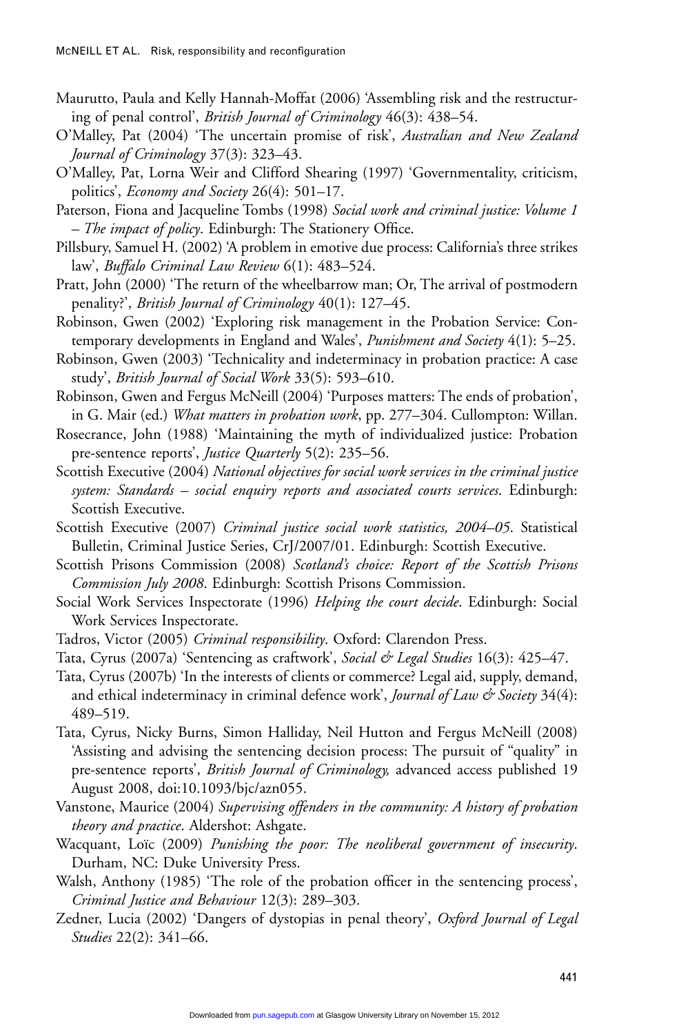Maurutto, Paula and Kelly Hannah-Moffat (2006) 'Assembling risk and the restructuring of penal control', *British Journal of Criminology* 46(3): 438–54.

O'Malley, Pat (2004) 'The uncertain promise of risk', *Australian and New Zealand Journal of Criminology* 37(3): 323–43.

O'Malley, Pat, Lorna Weir and Clifford Shearing (1997) 'Governmentality, criticism, politics', *Economy and Society* 26(4): 501–17.

Paterson, Fiona and Jacqueline Tombs (1998) *Social work and criminal justice: Volume 1 – The impact of policy*. Edinburgh: The Stationery Office.

Pillsbury, Samuel H. (2002) 'A problem in emotive due process: California's three strikes law', *Buffalo Criminal Law Review* 6(1): 483–524.

Pratt, John (2000) 'The return of the wheelbarrow man; Or, The arrival of postmodern penality?', *British Journal of Criminology* 40(1): 127–45.

Robinson, Gwen (2002) 'Exploring risk management in the Probation Service: Contemporary developments in England and Wales', *Punishment and Society* 4(1): 5–25.

Robinson, Gwen (2003) 'Technicality and indeterminacy in probation practice: A case study', *British Journal of Social Work* 33(5): 593–610.

Robinson, Gwen and Fergus McNeill (2004) 'Purposes matters: The ends of probation', in G. Mair (ed.) *What matters in probation work*, pp. 277–304. Cullompton: Willan.

Rosecrance, John (1988) 'Maintaining the myth of individualized justice: Probation pre-sentence reports', *Justice Quarterly* 5(2): 235–56.

Scottish Executive (2004) *National objectives for social work services in the criminal justice system: Standards – social enquiry reports and associated courts services*. Edinburgh: Scottish Executive.

Scottish Executive (2007) *Criminal justice social work statistics, 2004–05*. Statistical Bulletin, Criminal Justice Series, CrJ/2007/01. Edinburgh: Scottish Executive.

Scottish Prisons Commission (2008) *Scotland's choice: Report of the Scottish Prisons Commission July 2008*. Edinburgh: Scottish Prisons Commission.

Social Work Services Inspectorate (1996) *Helping the court decide*. Edinburgh: Social Work Services Inspectorate.

Tadros, Victor (2005) *Criminal responsibility*. Oxford: Clarendon Press.

Tata, Cyrus (2007a) 'Sentencing as craftwork', *Social & Legal Studies* 16(3): 425–47.

Tata, Cyrus (2007b) 'In the interests of clients or commerce? Legal aid, supply, demand, and ethical indeterminacy in criminal defence work', *Journal of Law & Society* 34(4): 489–519.

Tata, Cyrus, Nicky Burns, Simon Halliday, Neil Hutton and Fergus McNeill (2008) 'Assisting and advising the sentencing decision process: The pursuit of "quality" in pre-sentence reports', *British Journal of Criminology,* advanced access published 19 August 2008, doi:10.1093/bjc/azn055.

Vanstone, Maurice (2004) *Supervising offenders in the community: A history of probation theory and practice*. Aldershot: Ashgate.

Wacquant, Loïc (2009) *Punishing the poor: The neoliberal government of insecurity*. Durham, NC: Duke University Press.

Walsh, Anthony (1985) 'The role of the probation officer in the sentencing process', *Criminal Justice and Behaviour* 12(3): 289–303.

Zedner, Lucia (2002) 'Dangers of dystopias in penal theory', *Oxford Journal of Legal Studies* 22(2): 341–66.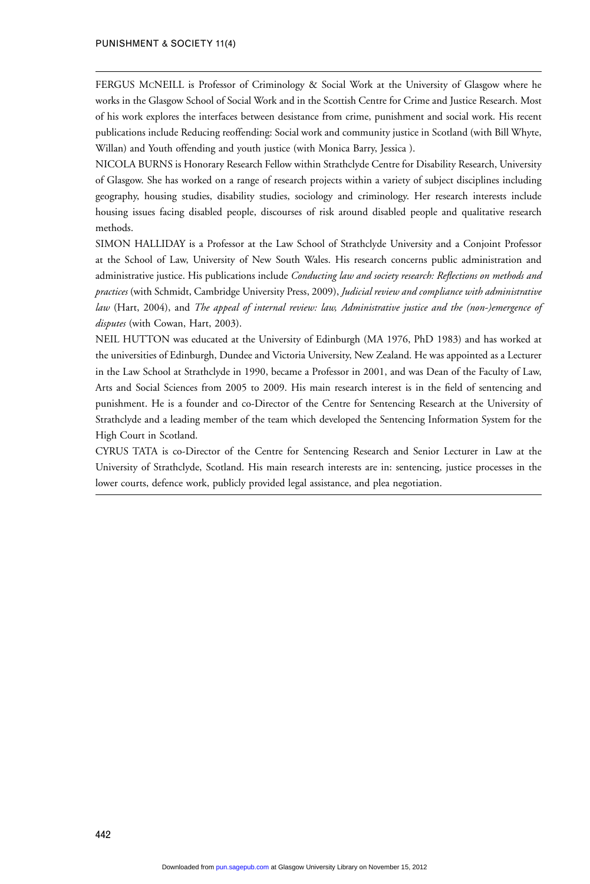FERGUS McNEILL is Professor of Criminology & Social Work at the University of Glasgow where he works in the Glasgow School of Social Work and in the Scottish Centre for Crime and Justice Research. Most of his work explores the interfaces between desistance from crime, punishment and social work. His recent publications include Reducing reoffending: Social work and community justice in Scotland (with Bill Whyte, Willan) and Youth offending and youth justice (with Monica Barry, Jessica ).

NICOLA BURNS is Honorary Research Fellow within Strathclyde Centre for Disability Research, University of Glasgow. She has worked on a range of research projects within a variety of subject disciplines including geography, housing studies, disability studies, sociology and criminology. Her research interests include housing issues facing disabled people, discourses of risk around disabled people and qualitative research methods.

SIMON HALLIDAY is a Professor at the Law School of Strathclyde University and a Conjoint Professor at the School of Law, University of New South Wales. His research concerns public administration and administrative justice. His publications include *Conducting law and society research: Reflections on methods and practices* (with Schmidt, Cambridge University Press, 2009), *Judicial review and compliance with administrative law* (Hart, 2004), and *The appeal of internal review: law, Administrative justice and the (non-)emergence of disputes* (with Cowan, Hart, 2003).

NEIL HUTTON was educated at the University of Edinburgh (MA 1976, PhD 1983) and has worked at the universities of Edinburgh, Dundee and Victoria University, New Zealand. He was appointed as a Lecturer in the Law School at Strathclyde in 1990, became a Professor in 2001, and was Dean of the Faculty of Law, Arts and Social Sciences from 2005 to 2009. His main research interest is in the field of sentencing and punishment. He is a founder and co-Director of the Centre for Sentencing Research at the University of Strathclyde and a leading member of the team which developed the Sentencing Information System for the High Court in Scotland.

CYRUS TATA is co-Director of the Centre for Sentencing Research and Senior Lecturer in Law at the University of Strathclyde, Scotland. His main research interests are in: sentencing, justice processes in the lower courts, defence work, publicly provided legal assistance, and plea negotiation.